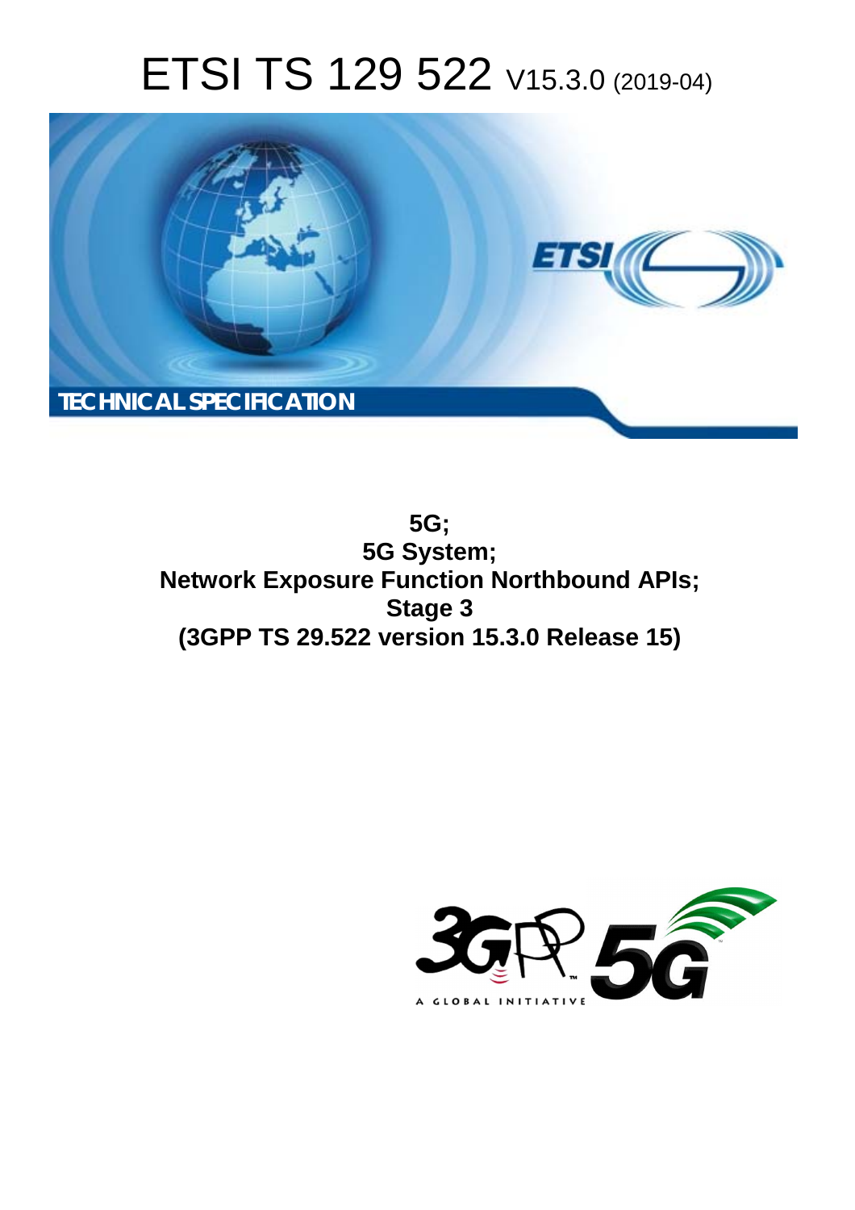# ETSI TS 129 522 V15.3.0 (2019-04)

TECHNICAL SPECIFICATION

**5G;**
**5G System;**
**Network Exposure Function Northbound APIs;**
**Stage 3**
**(3GPP TS 29.522 version 15.3.0 Release 15)**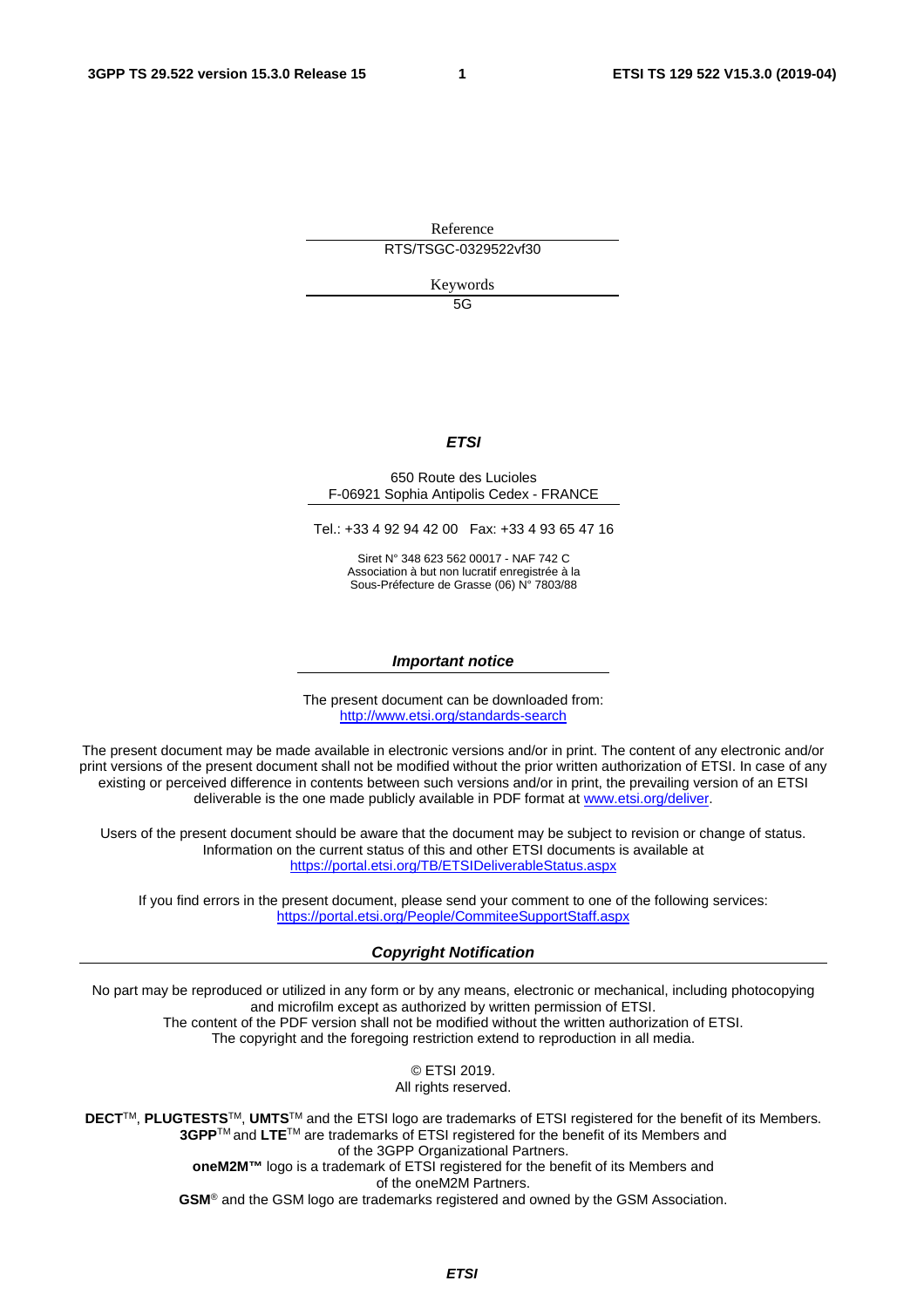Reference

RTS/TSGC-0329522vf30

Keywords

5G

***ETSI***

650 Route des Lucioles
F-06921 Sophia Antipolis Cedex - FRANCE

Tel.: +33 4 92 94 42 00 Fax: +33 4 93 65 47 16

Siret N° 348 623 562 00017 - NAF 742 C
Association à but non lucratif enregistrée à la
Sous-Préfecture de Grasse (06) N° 7803/88

***Important notice***

The present document can be downloaded from:
http://www.etsi.org/standards-search

The present document may be made available in electronic versions and/or in print. The content of any electronic and/or print versions of the present document shall not be modified without the prior written authorization of ETSI. In case of any existing or perceived difference in contents between such versions and/or in print, the prevailing version of an ETSI deliverable is the one made publicly available in PDF format at www.etsi.org/deliver.

Users of the present document should be aware that the document may be subject to revision or change of status. Information on the current status of this and other ETSI documents is available at https://portal.etsi.org/TB/ETSIDeliverableStatus.aspx

If you find errors in the present document, please send your comment to one of the following services:
https://portal.etsi.org/People/CommiteeSupportStaff.aspx

***Copyright Notification***

No part may be reproduced or utilized in any form or by any means, electronic or mechanical, including photocopying and microfilm except as authorized by written permission of ETSI.
The content of the PDF version shall not be modified without the written authorization of ETSI.
The copyright and the foregoing restriction extend to reproduction in all media.

© ETSI 2019.
All rights reserved.

**DECT**™, **PLUGTESTS**™, **UMTS**™ and the ETSI logo are trademarks of ETSI registered for the benefit of its Members.
**3GPP**™ and **LTE**™ are trademarks of ETSI registered for the benefit of its Members and of the 3GPP Organizational Partners.
**oneM2M™** logo is a trademark of ETSI registered for the benefit of its Members and of the oneM2M Partners.
**GSM**® and the GSM logo are trademarks registered and owned by the GSM Association.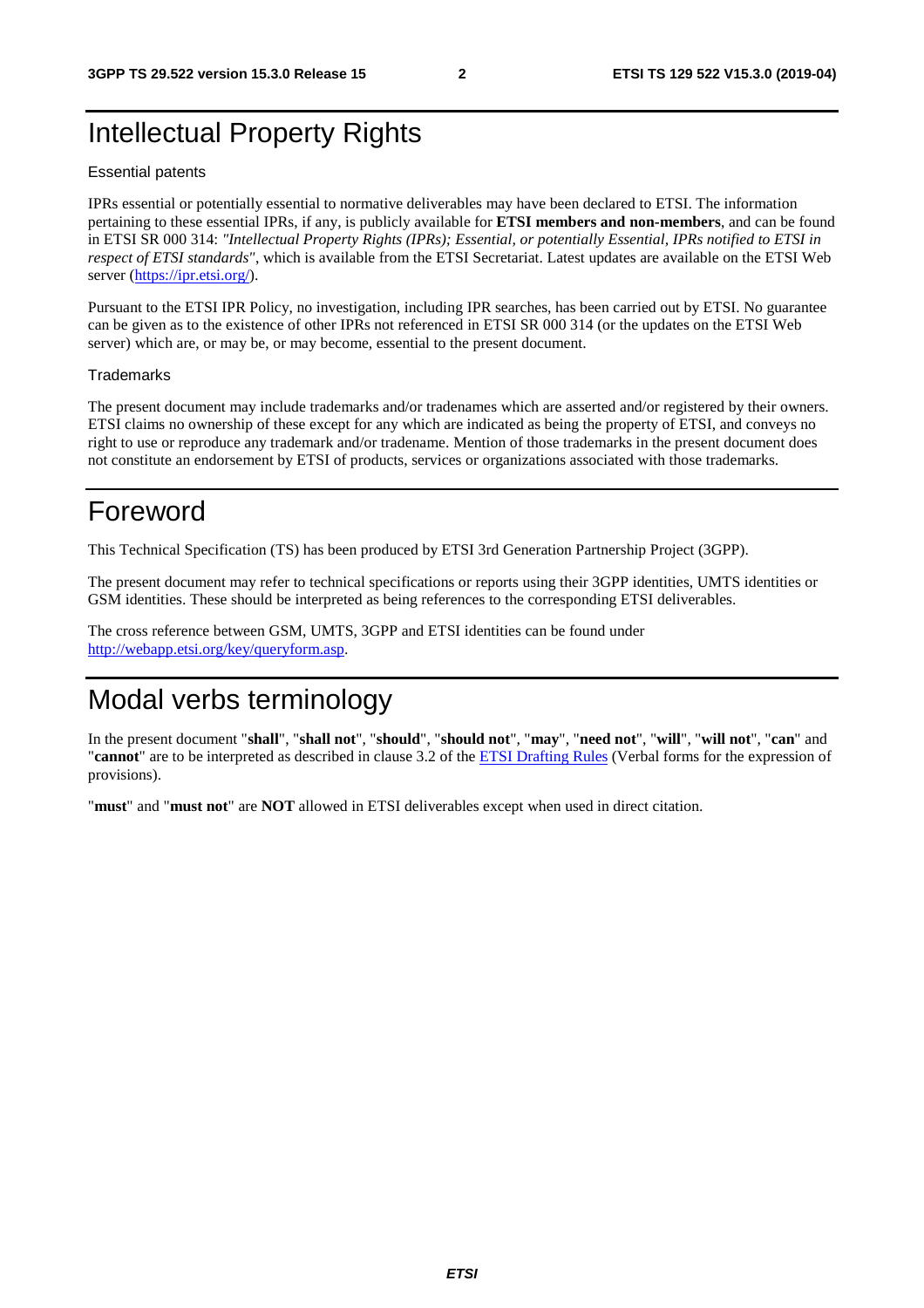# Intellectual Property Rights

## Essential patents

IPRs essential or potentially essential to normative deliverables may have been declared to ETSI. The information pertaining to these essential IPRs, if any, is publicly available for **ETSI members and non-members**, and can be found in ETSI SR 000 314: *"Intellectual Property Rights (IPRs); Essential, or potentially Essential, IPRs notified to ETSI in respect of ETSI standards"*, which is available from the ETSI Secretariat. Latest updates are available on the ETSI Web server (https://ipr.etsi.org/).

Pursuant to the ETSI IPR Policy, no investigation, including IPR searches, has been carried out by ETSI. No guarantee can be given as to the existence of other IPRs not referenced in ETSI SR 000 314 (or the updates on the ETSI Web server) which are, or may be, or may become, essential to the present document.

## Trademarks

The present document may include trademarks and/or tradenames which are asserted and/or registered by their owners. ETSI claims no ownership of these except for any which are indicated as being the property of ETSI, and conveys no right to use or reproduce any trademark and/or tradename. Mention of those trademarks in the present document does not constitute an endorsement by ETSI of products, services or organizations associated with those trademarks.

# Foreword

This Technical Specification (TS) has been produced by ETSI 3rd Generation Partnership Project (3GPP).

The present document may refer to technical specifications or reports using their 3GPP identities, UMTS identities or GSM identities. These should be interpreted as being references to the corresponding ETSI deliverables.

The cross reference between GSM, UMTS, 3GPP and ETSI identities can be found under http://webapp.etsi.org/key/queryform.asp.

# Modal verbs terminology

In the present document "**shall**", "**shall not**", "**should**", "**should not**", "**may**", "**need not**", "**will**", "**will not**", "**can**" and "**cannot**" are to be interpreted as described in clause 3.2 of the ETSI Drafting Rules (Verbal forms for the expression of provisions).

"**must**" and "**must not**" are **NOT** allowed in ETSI deliverables except when used in direct citation.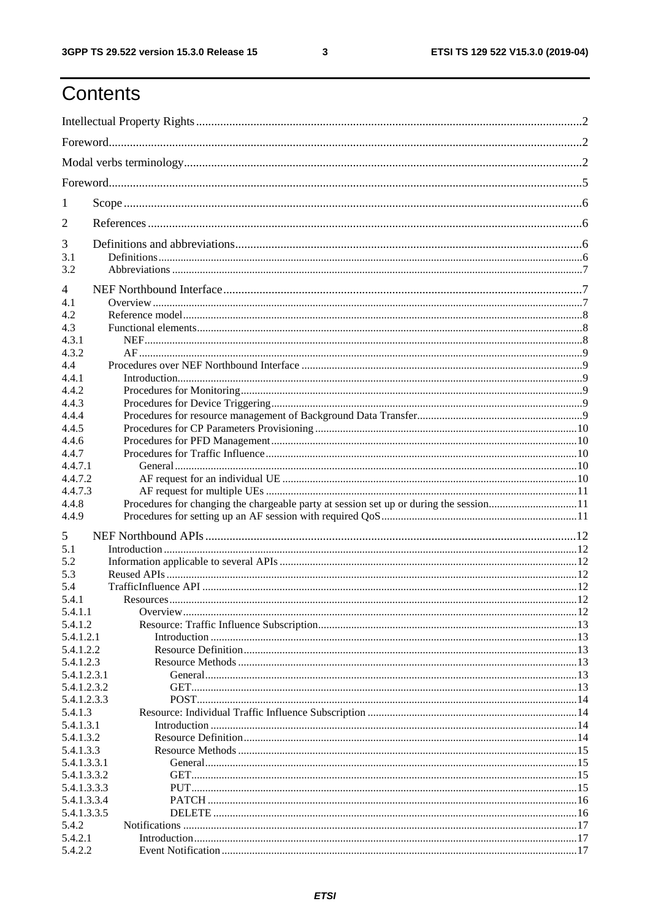# Contents

Intellectual Property Rights ........ 2

Foreword ........ 2

Modal verbs terminology ........ 2

Foreword ........ 5

1 Scope ........ 6

2 References ........ 6

3 Definitions and abbreviations ........ 6
- 3.1 Definitions ........ 6
- 3.2 Abbreviations ........ 7

4 NEF Northbound Interface ........ 7
- 4.1 Overview ........ 7
- 4.2 Reference model ........ 8
- 4.3 Functional elements ........ 8
- 4.3.1 NEF ........ 8
- 4.3.2 AF ........ 9
- 4.4 Procedures over NEF Northbound Interface ........ 9
- 4.4.1 Introduction ........ 9
- 4.4.2 Procedures for Monitoring ........ 9
- 4.4.3 Procedures for Device Triggering ........ 9
- 4.4.4 Procedures for resource management of Background Data Transfer ........ 9
- 4.4.5 Procedures for CP Parameters Provisioning ........ 10
- 4.4.6 Procedures for PFD Management ........ 10
- 4.4.7 Procedures for Traffic Influence ........ 10
- 4.4.7.1 General ........ 10
- 4.4.7.2 AF request for an individual UE ........ 10
- 4.4.7.3 AF request for multiple UEs ........ 11
- 4.4.8 Procedures for changing the chargeable party at session set up or during the session ........ 11
- 4.4.9 Procedures for setting up an AF session with required QoS ........ 11

5 NEF Northbound APIs ........ 12
- 5.1 Introduction ........ 12
- 5.2 Information applicable to several APIs ........ 12
- 5.3 Reused APIs ........ 12
- 5.4 TrafficInfluence API ........ 12
- 5.4.1 Resources ........ 12
- 5.4.1.1 Overview ........ 12
- 5.4.1.2 Resource: Traffic Influence Subscription ........ 13
- 5.4.1.2.1 Introduction ........ 13
- 5.4.1.2.2 Resource Definition ........ 13
- 5.4.1.2.3 Resource Methods ........ 13
- 5.4.1.2.3.1 General ........ 13
- 5.4.1.2.3.2 GET ........ 13
- 5.4.1.2.3.3 POST ........ 14
- 5.4.1.3 Resource: Individual Traffic Influence Subscription ........ 14
- 5.4.1.3.1 Introduction ........ 14
- 5.4.1.3.2 Resource Definition ........ 14
- 5.4.1.3.3 Resource Methods ........ 15
- 5.4.1.3.3.1 General ........ 15
- 5.4.1.3.3.2 GET ........ 15
- 5.4.1.3.3.3 PUT ........ 15
- 5.4.1.3.3.4 PATCH ........ 16
- 5.4.1.3.3.5 DELETE ........ 16
- 5.4.2 Notifications ........ 17
- 5.4.2.1 Introduction ........ 17
- 5.4.2.2 Event Notification ........ 17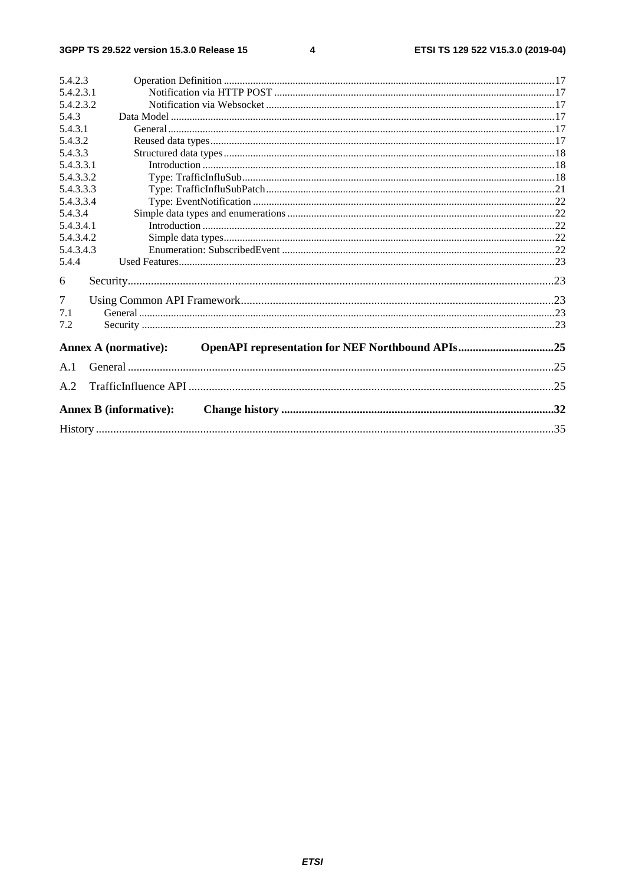5.4.2.3 Operation Definition ....................................................................................................................... 17
5.4.2.3.1 Notification via HTTP POST ...................................................................................................... 17
5.4.2.3.2 Notification via Websocket .......................................................................................................... 17
5.4.3 Data Model ............................................................................................................................................. 17
5.4.3.1 General .............................................................................................................................................. 17
5.4.3.2 Reused data types .............................................................................................................................. 17
5.4.3.3 Structured data types ......................................................................................................................... 18
5.4.3.3.1 Introduction ................................................................................................................................. 18
5.4.3.3.2 Type: TrafficInfluSub .................................................................................................................. 18
5.4.3.3.3 Type: TrafficInfluSubPatch ......................................................................................................... 21
5.4.3.3.4 Type: EventNotification .............................................................................................................. 22
5.4.3.4 Simple data types and enumerations ................................................................................................. 22
5.4.3.4.1 Introduction ................................................................................................................................. 22
5.4.3.4.2 Simple data types ......................................................................................................................... 22
5.4.3.4.3 Enumeration: SubscribedEvent ................................................................................................... 22
5.4.4 Used Features .......................................................................................................................................... 23

6 Security ................................................................................................................................................ 23

7 Using Common API Framework .......................................................................................................... 23
7.1 General ......................................................................................................................................................... 23
7.2 Security ........................................................................................................................................................ 23

**Annex A (normative): OpenAPI representation for NEF Northbound APIs ................................. 25**

A.1 General ................................................................................................................................................. 25

A.2 TrafficInfluence API ............................................................................................................................ 25

**Annex B (informative): Change history ............................................................................................. 32**

History ............................................................................................................................................................ 35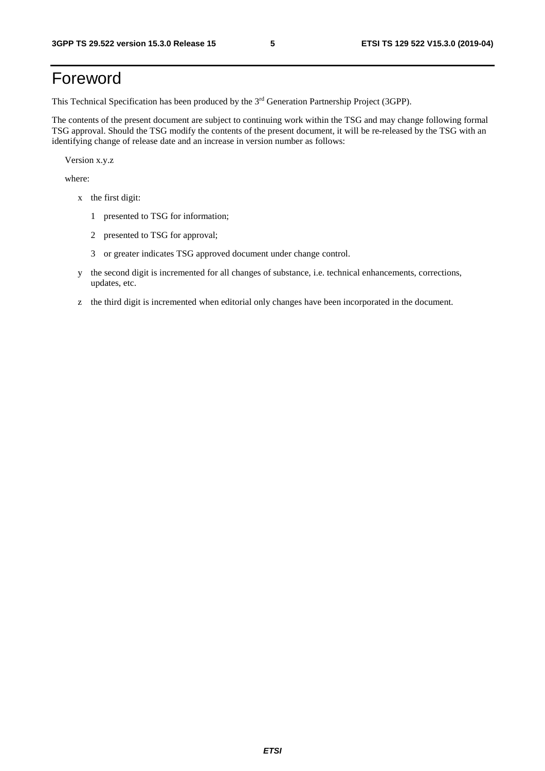# Foreword

This Technical Specification has been produced by the 3rd Generation Partnership Project (3GPP).

The contents of the present document are subject to continuing work within the TSG and may change following formal TSG approval. Should the TSG modify the contents of the present document, it will be re-released by the TSG with an identifying change of release date and an increase in version number as follows:

Version x.y.z

where:

- x the first digit:
  - 1 presented to TSG for information;
  - 2 presented to TSG for approval;
  - 3 or greater indicates TSG approved document under change control.
- y the second digit is incremented for all changes of substance, i.e. technical enhancements, corrections, updates, etc.
- z the third digit is incremented when editorial only changes have been incorporated in the document.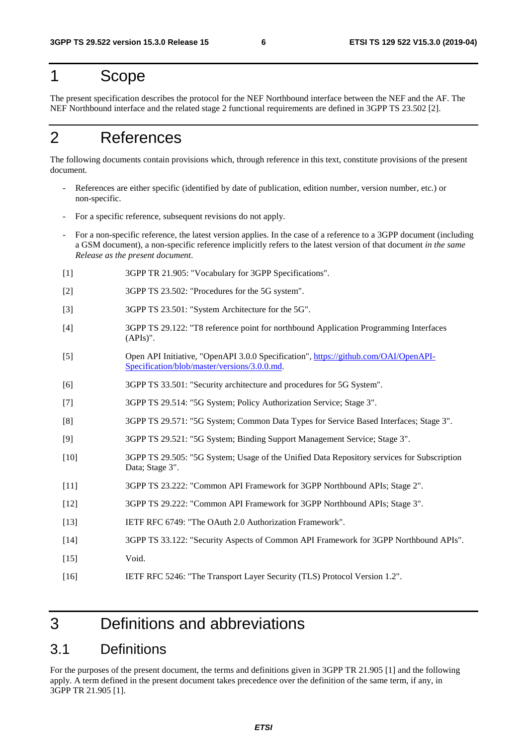# 1 Scope

The present specification describes the protocol for the NEF Northbound interface between the NEF and the AF. The NEF Northbound interface and the related stage 2 functional requirements are defined in 3GPP TS 23.502 [2].

# 2 References

The following documents contain provisions which, through reference in this text, constitute provisions of the present document.

- References are either specific (identified by date of publication, edition number, version number, etc.) or non-specific.
- For a specific reference, subsequent revisions do not apply.
- For a non-specific reference, the latest version applies. In the case of a reference to a 3GPP document (including a GSM document), a non-specific reference implicitly refers to the latest version of that document *in the same Release as the present document*.

[1] 3GPP TR 21.905: "Vocabulary for 3GPP Specifications".

[2] 3GPP TS 23.502: "Procedures for the 5G system".

[3] 3GPP TS 23.501: "System Architecture for the 5G".

[4] 3GPP TS 29.122: "T8 reference point for northbound Application Programming Interfaces (APIs)".

[5] Open API Initiative, "OpenAPI 3.0.0 Specification", https://github.com/OAI/OpenAPI-Specification/blob/master/versions/3.0.0.md.

[6] 3GPP TS 33.501: "Security architecture and procedures for 5G System".

[7] 3GPP TS 29.514: "5G System; Policy Authorization Service; Stage 3".

[8] 3GPP TS 29.571: "5G System; Common Data Types for Service Based Interfaces; Stage 3".

[9] 3GPP TS 29.521: "5G System; Binding Support Management Service; Stage 3".

[10] 3GPP TS 29.505: "5G System; Usage of the Unified Data Repository services for Subscription Data; Stage 3".

[11] 3GPP TS 23.222: "Common API Framework for 3GPP Northbound APIs; Stage 2".

[12] 3GPP TS 29.222: "Common API Framework for 3GPP Northbound APIs; Stage 3".

[13] IETF RFC 6749: "The OAuth 2.0 Authorization Framework".

[14] 3GPP TS 33.122: "Security Aspects of Common API Framework for 3GPP Northbound APIs".

[15] Void.

[16] IETF RFC 5246: "The Transport Layer Security (TLS) Protocol Version 1.2".

# 3 Definitions and abbreviations

## 3.1 Definitions

For the purposes of the present document, the terms and definitions given in 3GPP TR 21.905 [1] and the following apply. A term defined in the present document takes precedence over the definition of the same term, if any, in 3GPP TR 21.905 [1].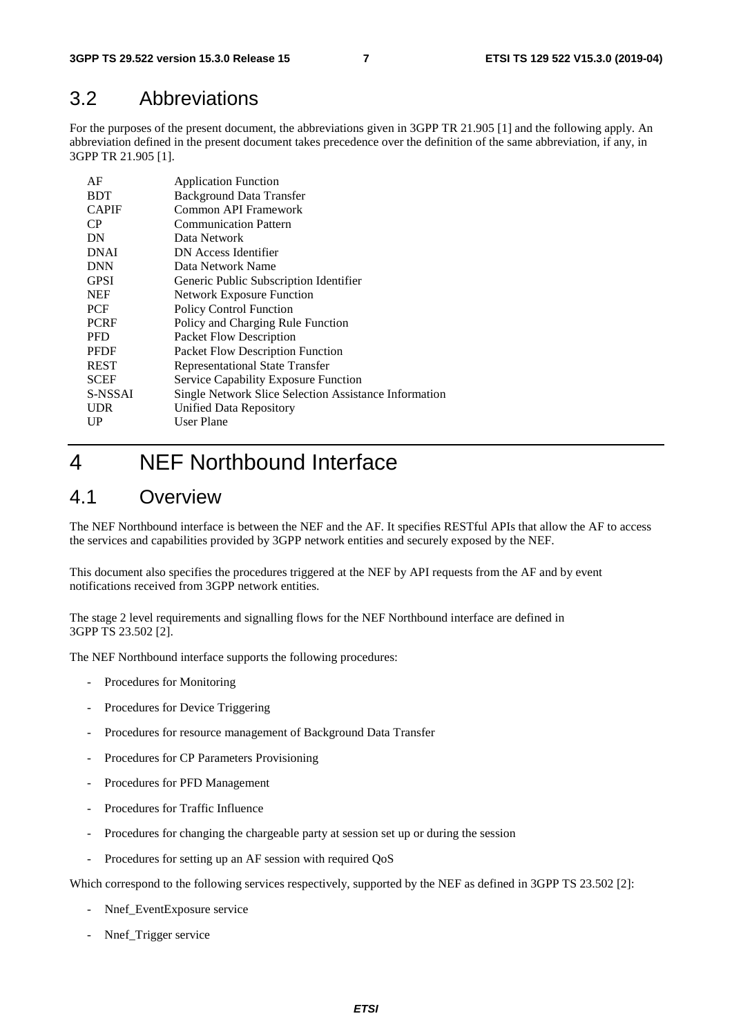## 3.2 Abbreviations

For the purposes of the present document, the abbreviations given in 3GPP TR 21.905 [1] and the following apply. An abbreviation defined in the present document takes precedence over the definition of the same abbreviation, if any, in 3GPP TR 21.905 [1].

| | |
|---|---|
| AF | Application Function |
| BDT | Background Data Transfer |
| CAPIF | Common API Framework |
| CP | Communication Pattern |
| DN | Data Network |
| DNAI | DN Access Identifier |
| DNN | Data Network Name |
| GPSI | Generic Public Subscription Identifier |
| NEF | Network Exposure Function |
| PCF | Policy Control Function |
| PCRF | Policy and Charging Rule Function |
| PFD | Packet Flow Description |
| PFDF | Packet Flow Description Function |
| REST | Representational State Transfer |
| SCEF | Service Capability Exposure Function |
| S-NSSAI | Single Network Slice Selection Assistance Information |
| UDR | Unified Data Repository |
| UP | User Plane |

# 4 NEF Northbound Interface

## 4.1 Overview

The NEF Northbound interface is between the NEF and the AF. It specifies RESTful APIs that allow the AF to access the services and capabilities provided by 3GPP network entities and securely exposed by the NEF.

This document also specifies the procedures triggered at the NEF by API requests from the AF and by event notifications received from 3GPP network entities.

The stage 2 level requirements and signalling flows for the NEF Northbound interface are defined in 3GPP TS 23.502 [2].

The NEF Northbound interface supports the following procedures:

- Procedures for Monitoring
- Procedures for Device Triggering
- Procedures for resource management of Background Data Transfer
- Procedures for CP Parameters Provisioning
- Procedures for PFD Management
- Procedures for Traffic Influence
- Procedures for changing the chargeable party at session set up or during the session
- Procedures for setting up an AF session with required QoS

Which correspond to the following services respectively, supported by the NEF as defined in 3GPP TS 23.502 [2]:

- Nnef_EventExposure service
- Nnef_Trigger service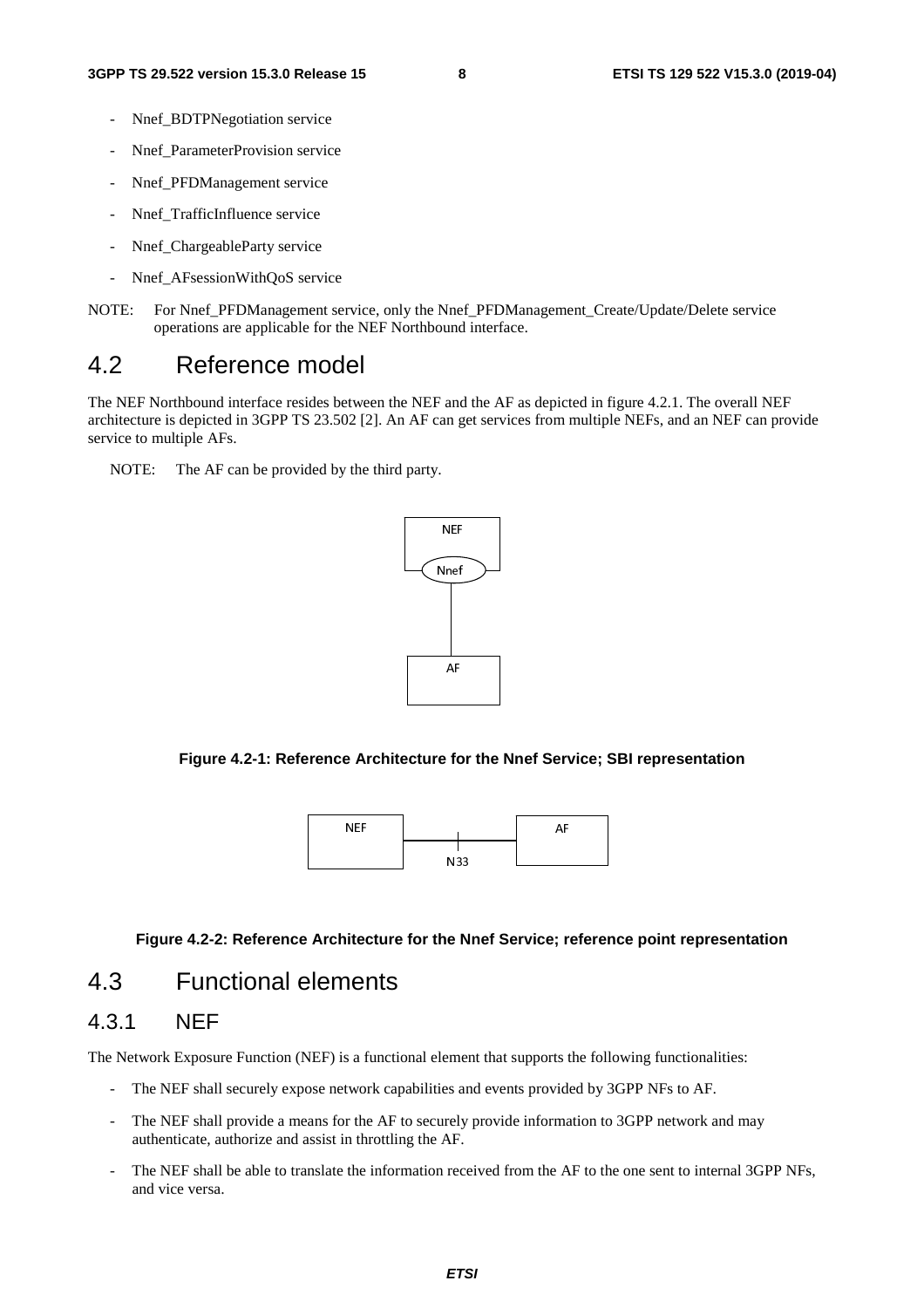- Nnef_BDTPNegotiation service
- Nnef_ParameterProvision service
- Nnef_PFDManagement service
- Nnef_TrafficInfluence service
- Nnef_ChargeableParty service
- Nnef_AFsessionWithQoS service

NOTE: For Nnef_PFDManagement service, only the Nnef_PFDManagement_Create/Update/Delete service operations are applicable for the NEF Northbound interface.

## 4.2 Reference model

The NEF Northbound interface resides between the NEF and the AF as depicted in figure 4.2.1. The overall NEF architecture is depicted in 3GPP TS 23.502 [2]. An AF can get services from multiple NEFs, and an NEF can provide service to multiple AFs.

NOTE: The AF can be provided by the third party.

**Figure 4.2-1: Reference Architecture for the Nnef Service; SBI representation**

**Figure 4.2-2: Reference Architecture for the Nnef Service; reference point representation**

## 4.3 Functional elements

### 4.3.1 NEF

The Network Exposure Function (NEF) is a functional element that supports the following functionalities:

- The NEF shall securely expose network capabilities and events provided by 3GPP NFs to AF.
- The NEF shall provide a means for the AF to securely provide information to 3GPP network and may authenticate, authorize and assist in throttling the AF.
- The NEF shall be able to translate the information received from the AF to the one sent to internal 3GPP NFs, and vice versa.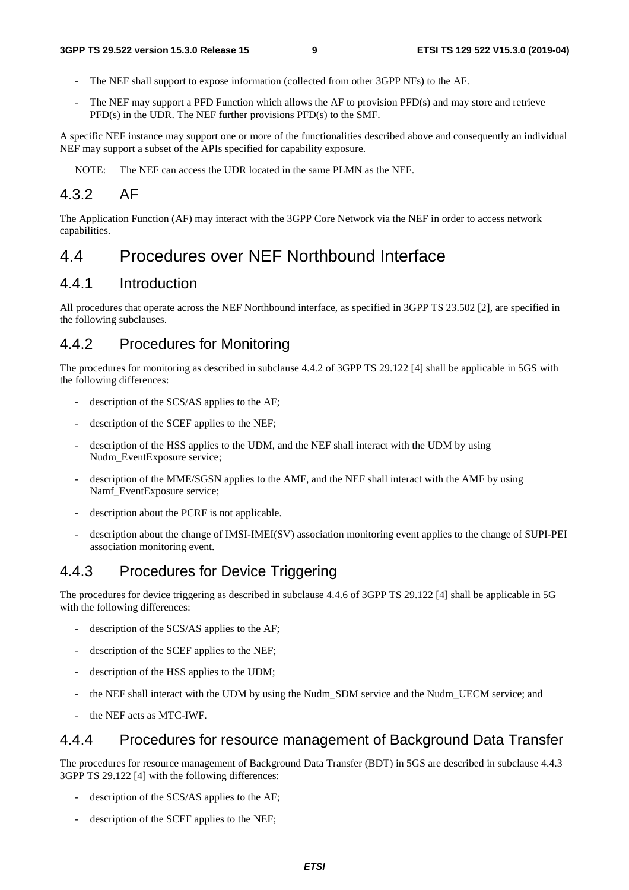- The NEF shall support to expose information (collected from other 3GPP NFs) to the AF.
- The NEF may support a PFD Function which allows the AF to provision PFD(s) and may store and retrieve PFD(s) in the UDR. The NEF further provisions PFD(s) to the SMF.

A specific NEF instance may support one or more of the functionalities described above and consequently an individual NEF may support a subset of the APIs specified for capability exposure.

NOTE: The NEF can access the UDR located in the same PLMN as the NEF.

### 4.3.2 AF

The Application Function (AF) may interact with the 3GPP Core Network via the NEF in order to access network capabilities.

## 4.4 Procedures over NEF Northbound Interface

### 4.4.1 Introduction

All procedures that operate across the NEF Northbound interface, as specified in 3GPP TS 23.502 [2], are specified in the following subclauses.

### 4.4.2 Procedures for Monitoring

The procedures for monitoring as described in subclause 4.4.2 of 3GPP TS 29.122 [4] shall be applicable in 5GS with the following differences:

- description of the SCS/AS applies to the AF;
- description of the SCEF applies to the NEF;
- description of the HSS applies to the UDM, and the NEF shall interact with the UDM by using Nudm_EventExposure service;
- description of the MME/SGSN applies to the AMF, and the NEF shall interact with the AMF by using Namf_EventExposure service;
- description about the PCRF is not applicable.
- description about the change of IMSI-IMEI(SV) association monitoring event applies to the change of SUPI-PEI association monitoring event.

### 4.4.3 Procedures for Device Triggering

The procedures for device triggering as described in subclause 4.4.6 of 3GPP TS 29.122 [4] shall be applicable in 5G with the following differences:

- description of the SCS/AS applies to the AF;
- description of the SCEF applies to the NEF;
- description of the HSS applies to the UDM;
- the NEF shall interact with the UDM by using the Nudm_SDM service and the Nudm_UECM service; and
- the NEF acts as MTC-IWF.

### 4.4.4 Procedures for resource management of Background Data Transfer

The procedures for resource management of Background Data Transfer (BDT) in 5GS are described in subclause 4.4.3 3GPP TS 29.122 [4] with the following differences:

- description of the SCS/AS applies to the AF;
- description of the SCEF applies to the NEF;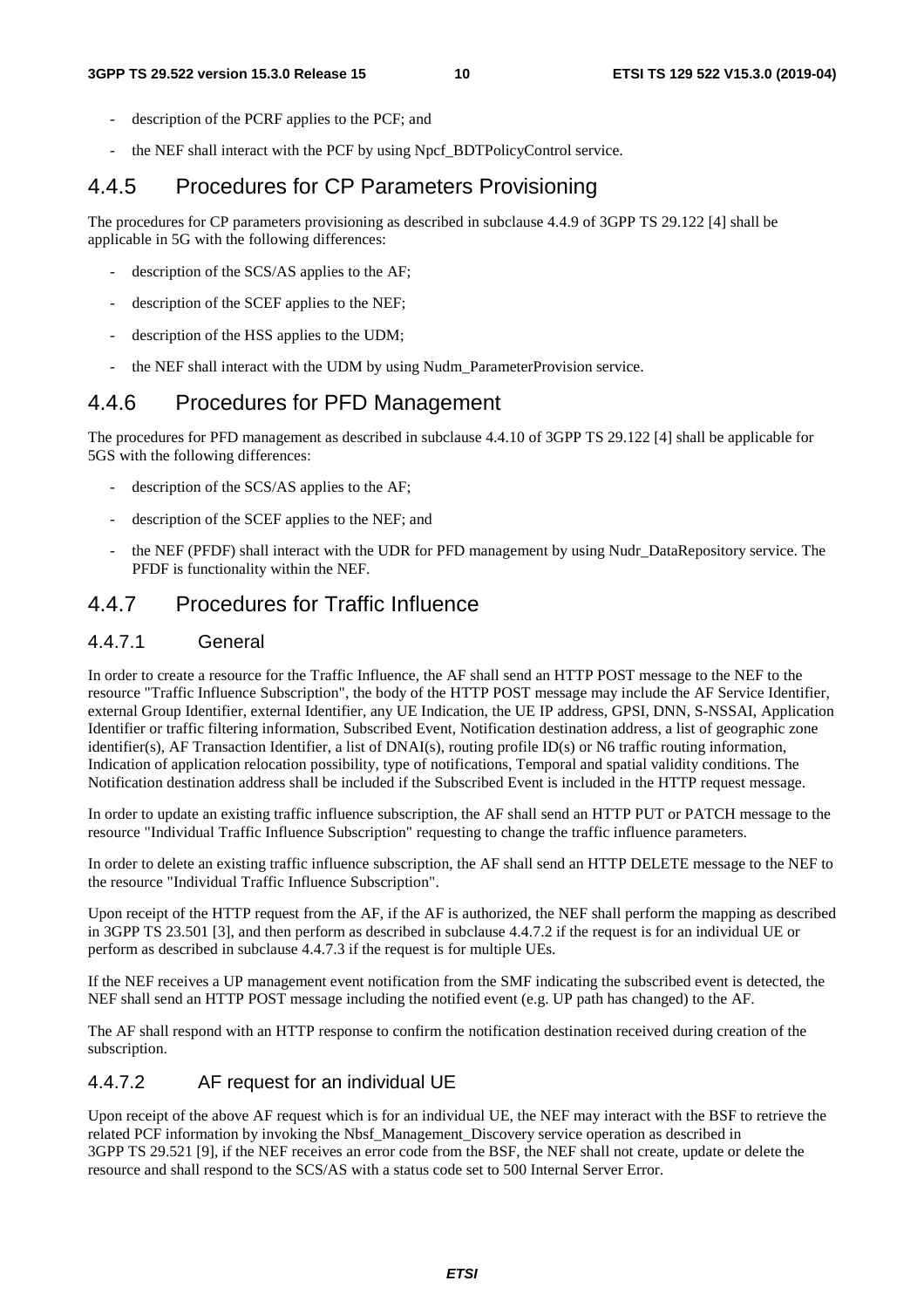- description of the PCRF applies to the PCF; and
- the NEF shall interact with the PCF by using Npcf_BDTPolicyControl service.

## 4.4.5 Procedures for CP Parameters Provisioning

The procedures for CP parameters provisioning as described in subclause 4.4.9 of 3GPP TS 29.122 [4] shall be applicable in 5G with the following differences:

- description of the SCS/AS applies to the AF;
- description of the SCEF applies to the NEF;
- description of the HSS applies to the UDM;
- the NEF shall interact with the UDM by using Nudm_ParameterProvision service.

## 4.4.6 Procedures for PFD Management

The procedures for PFD management as described in subclause 4.4.10 of 3GPP TS 29.122 [4] shall be applicable for 5GS with the following differences:

- description of the SCS/AS applies to the AF;
- description of the SCEF applies to the NEF; and
- the NEF (PFDF) shall interact with the UDR for PFD management by using Nudr_DataRepository service. The PFDF is functionality within the NEF.

## 4.4.7 Procedures for Traffic Influence

### 4.4.7.1 General

In order to create a resource for the Traffic Influence, the AF shall send an HTTP POST message to the NEF to the resource "Traffic Influence Subscription", the body of the HTTP POST message may include the AF Service Identifier, external Group Identifier, external Identifier, any UE Indication, the UE IP address, GPSI, DNN, S-NSSAI, Application Identifier or traffic filtering information, Subscribed Event, Notification destination address, a list of geographic zone identifier(s), AF Transaction Identifier, a list of DNAI(s), routing profile ID(s) or N6 traffic routing information, Indication of application relocation possibility, type of notifications, Temporal and spatial validity conditions. The Notification destination address shall be included if the Subscribed Event is included in the HTTP request message.

In order to update an existing traffic influence subscription, the AF shall send an HTTP PUT or PATCH message to the resource "Individual Traffic Influence Subscription" requesting to change the traffic influence parameters.

In order to delete an existing traffic influence subscription, the AF shall send an HTTP DELETE message to the NEF to the resource "Individual Traffic Influence Subscription".

Upon receipt of the HTTP request from the AF, if the AF is authorized, the NEF shall perform the mapping as described in 3GPP TS 23.501 [3], and then perform as described in subclause 4.4.7.2 if the request is for an individual UE or perform as described in subclause 4.4.7.3 if the request is for multiple UEs.

If the NEF receives a UP management event notification from the SMF indicating the subscribed event is detected, the NEF shall send an HTTP POST message including the notified event (e.g. UP path has changed) to the AF.

The AF shall respond with an HTTP response to confirm the notification destination received during creation of the subscription.

### 4.4.7.2 AF request for an individual UE

Upon receipt of the above AF request which is for an individual UE, the NEF may interact with the BSF to retrieve the related PCF information by invoking the Nbsf_Management_Discovery service operation as described in 3GPP TS 29.521 [9], if the NEF receives an error code from the BSF, the NEF shall not create, update or delete the resource and shall respond to the SCS/AS with a status code set to 500 Internal Server Error.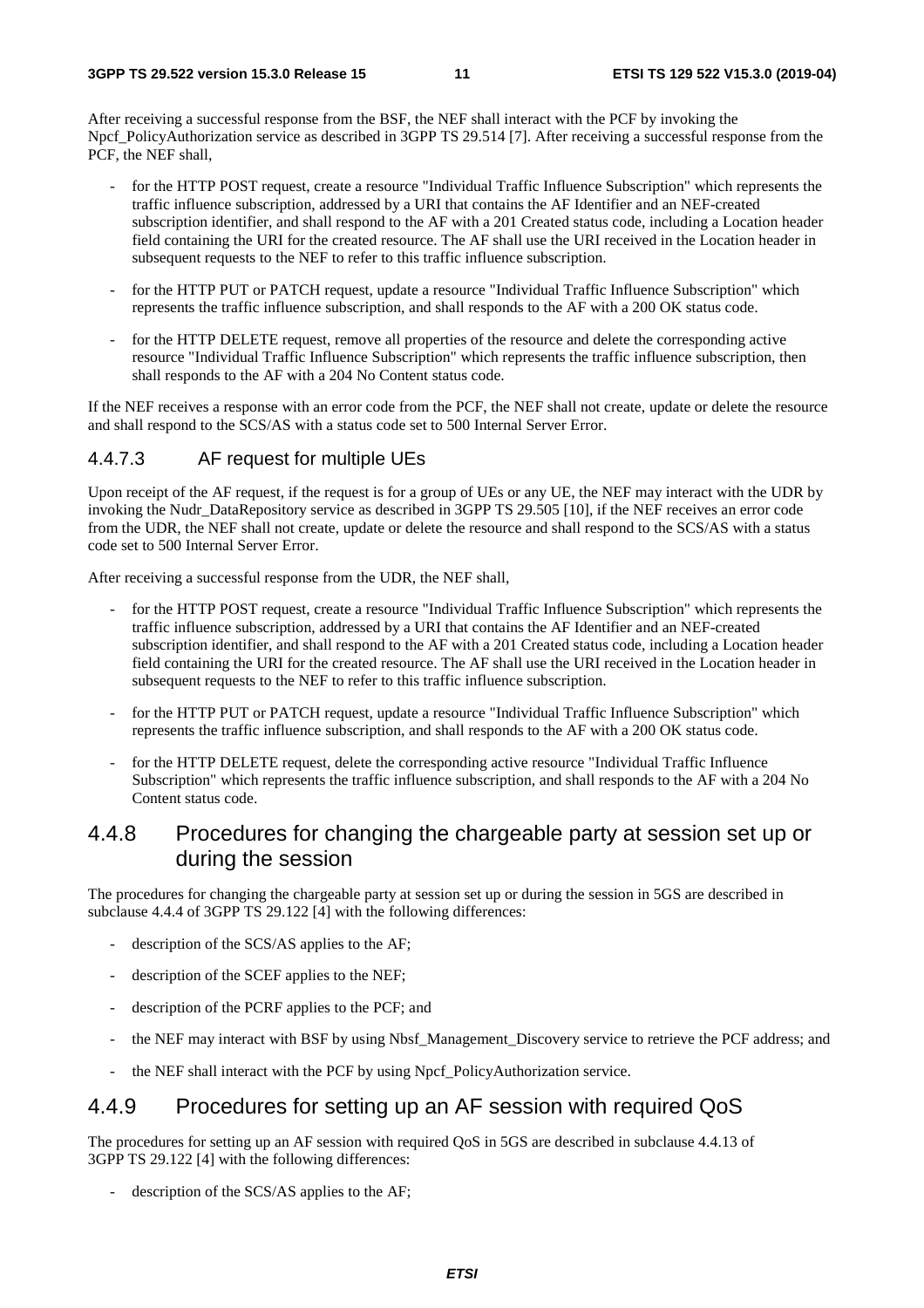After receiving a successful response from the BSF, the NEF shall interact with the PCF by invoking the Npcf_PolicyAuthorization service as described in 3GPP TS 29.514 [7]. After receiving a successful response from the PCF, the NEF shall,

- for the HTTP POST request, create a resource "Individual Traffic Influence Subscription" which represents the traffic influence subscription, addressed by a URI that contains the AF Identifier and an NEF-created subscription identifier, and shall respond to the AF with a 201 Created status code, including a Location header field containing the URI for the created resource. The AF shall use the URI received in the Location header in subsequent requests to the NEF to refer to this traffic influence subscription.
- for the HTTP PUT or PATCH request, update a resource "Individual Traffic Influence Subscription" which represents the traffic influence subscription, and shall responds to the AF with a 200 OK status code.
- for the HTTP DELETE request, remove all properties of the resource and delete the corresponding active resource "Individual Traffic Influence Subscription" which represents the traffic influence subscription, then shall responds to the AF with a 204 No Content status code.

If the NEF receives a response with an error code from the PCF, the NEF shall not create, update or delete the resource and shall respond to the SCS/AS with a status code set to 500 Internal Server Error.

#### 4.4.7.3 AF request for multiple UEs

Upon receipt of the AF request, if the request is for a group of UEs or any UE, the NEF may interact with the UDR by invoking the Nudr_DataRepository service as described in 3GPP TS 29.505 [10], if the NEF receives an error code from the UDR, the NEF shall not create, update or delete the resource and shall respond to the SCS/AS with a status code set to 500 Internal Server Error.

After receiving a successful response from the UDR, the NEF shall,

- for the HTTP POST request, create a resource "Individual Traffic Influence Subscription" which represents the traffic influence subscription, addressed by a URI that contains the AF Identifier and an NEF-created subscription identifier, and shall respond to the AF with a 201 Created status code, including a Location header field containing the URI for the created resource. The AF shall use the URI received in the Location header in subsequent requests to the NEF to refer to this traffic influence subscription.
- for the HTTP PUT or PATCH request, update a resource "Individual Traffic Influence Subscription" which represents the traffic influence subscription, and shall responds to the AF with a 200 OK status code.
- for the HTTP DELETE request, delete the corresponding active resource "Individual Traffic Influence Subscription" which represents the traffic influence subscription, and shall responds to the AF with a 204 No Content status code.

### 4.4.8 Procedures for changing the chargeable party at session set up or during the session

The procedures for changing the chargeable party at session set up or during the session in 5GS are described in subclause 4.4.4 of 3GPP TS 29.122 [4] with the following differences:

- description of the SCS/AS applies to the AF;
- description of the SCEF applies to the NEF;
- description of the PCRF applies to the PCF; and
- the NEF may interact with BSF by using Nbsf_Management_Discovery service to retrieve the PCF address; and
- the NEF shall interact with the PCF by using Npcf_PolicyAuthorization service.

### 4.4.9 Procedures for setting up an AF session with required QoS

The procedures for setting up an AF session with required QoS in 5GS are described in subclause 4.4.13 of 3GPP TS 29.122 [4] with the following differences:

- description of the SCS/AS applies to the AF;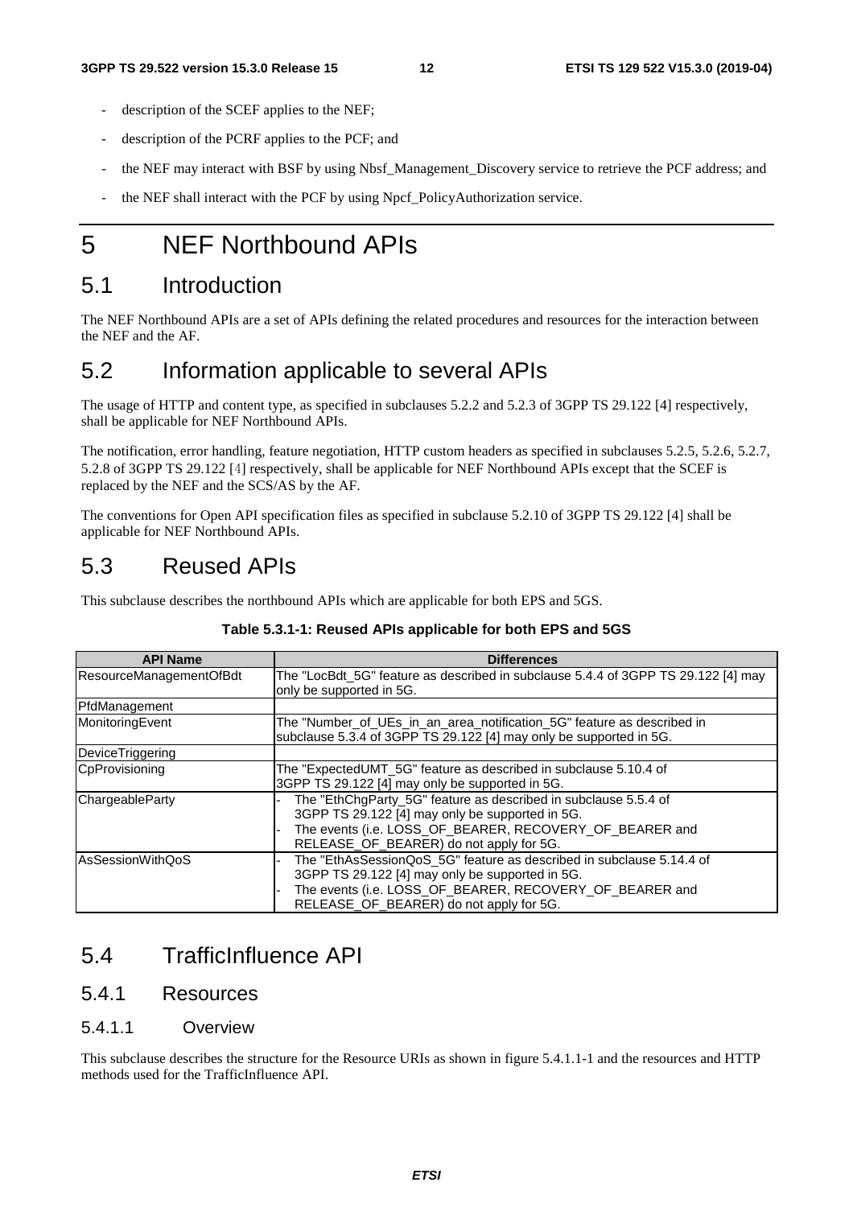- description of the SCEF applies to the NEF;
- description of the PCRF applies to the PCF; and
- the NEF may interact with BSF by using Nbsf_Management_Discovery service to retrieve the PCF address; and
- the NEF shall interact with the PCF by using Npcf_PolicyAuthorization service.

# 5 NEF Northbound APIs

## 5.1 Introduction

The NEF Northbound APIs are a set of APIs defining the related procedures and resources for the interaction between the NEF and the AF.

## 5.2 Information applicable to several APIs

The usage of HTTP and content type, as specified in subclauses 5.2.2 and 5.2.3 of 3GPP TS 29.122 [4] respectively, shall be applicable for NEF Northbound APIs.

The notification, error handling, feature negotiation, HTTP custom headers as specified in subclauses 5.2.5, 5.2.6, 5.2.7, 5.2.8 of 3GPP TS 29.122 [4] respectively, shall be applicable for NEF Northbound APIs except that the SCEF is replaced by the NEF and the SCS/AS by the AF.

The conventions for Open API specification files as specified in subclause 5.2.10 of 3GPP TS 29.122 [4] shall be applicable for NEF Northbound APIs.

## 5.3 Reused APIs

This subclause describes the northbound APIs which are applicable for both EPS and 5GS.

**Table 5.3.1-1: Reused APIs applicable for both EPS and 5GS**

| API Name | Differences |
|---|---|
| ResourceManagementOfBdt | The "LocBdt_5G" feature as described in subclause 5.4.4 of 3GPP TS 29.122 [4] may only be supported in 5G. |
| PfdManagement | |
| MonitoringEvent | The "Number_of_UEs_in_an_area_notification_5G" feature as described in subclause 5.3.4 of 3GPP TS 29.122 [4] may only be supported in 5G. |
| DeviceTriggering | |
| CpProvisioning | The "ExpectedUMT_5G" feature as described in subclause 5.10.4 of 3GPP TS 29.122 [4] may only be supported in 5G. |
| ChargeableParty | - The "EthChgParty_5G" feature as described in subclause 5.5.4 of 3GPP TS 29.122 [4] may only be supported in 5G.<br>- The events (i.e. LOSS_OF_BEARER, RECOVERY_OF_BEARER and RELEASE_OF_BEARER) do not apply for 5G. |
| AsSessionWithQoS | - The "EthAsSessionQoS_5G" feature as described in subclause 5.14.4 of 3GPP TS 29.122 [4] may only be supported in 5G.<br>- The events (i.e. LOSS_OF_BEARER, RECOVERY_OF_BEARER and RELEASE_OF_BEARER) do not apply for 5G. |

## 5.4 TrafficInfluence API

### 5.4.1 Resources

#### 5.4.1.1 Overview

This subclause describes the structure for the Resource URIs as shown in figure 5.4.1.1-1 and the resources and HTTP methods used for the TrafficInfluence API.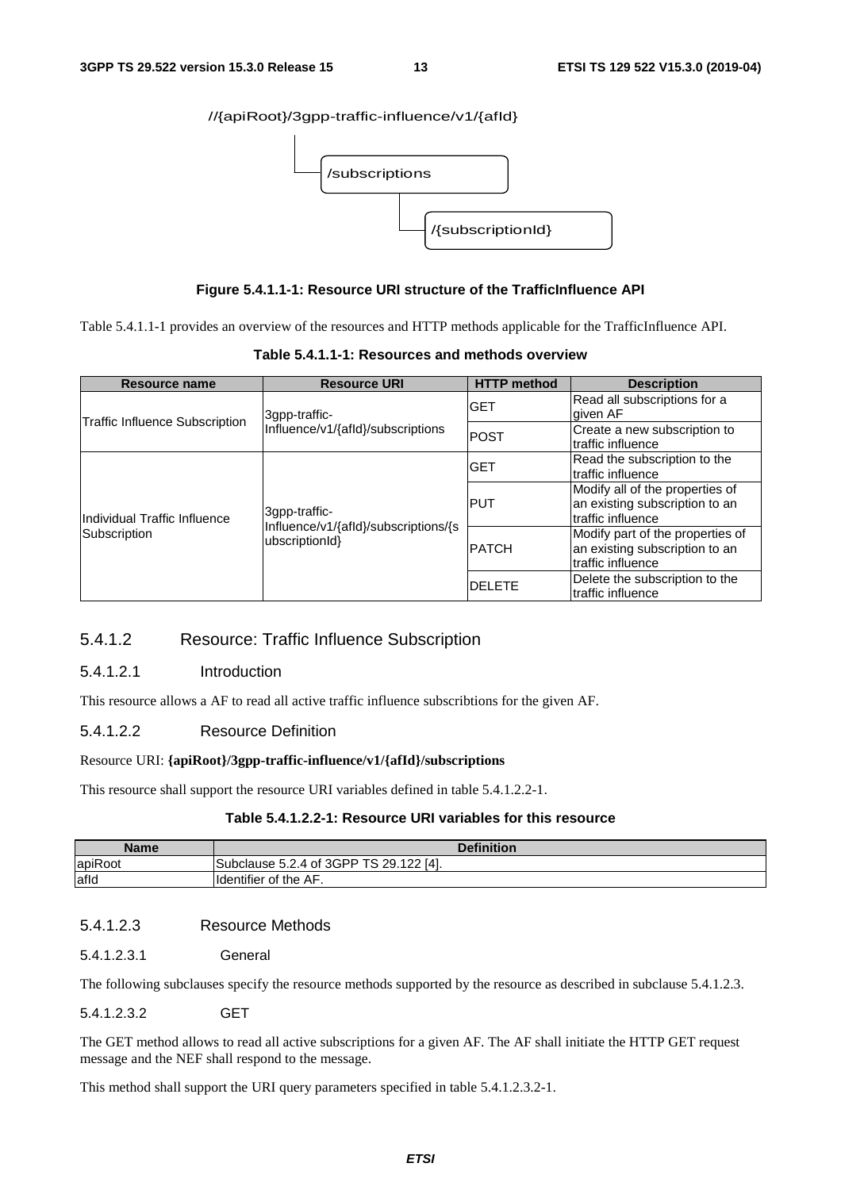//{apiRoot}/3gpp-traffic-influence/v1/{afId}

/subscriptions

/{subscriptionId}

**Figure 5.4.1.1-1: Resource URI structure of the TrafficInfluence API**

Table 5.4.1.1-1 provides an overview of the resources and HTTP methods applicable for the TrafficInfluence API.

**Table 5.4.1.1-1: Resources and methods overview**

| Resource name | Resource URI | HTTP method | Description |
|---|---|---|---|
| Traffic Influence Subscription | 3gpp-traffic-Influence/v1/{afId}/subscriptions | GET | Read all subscriptions for a given AF |
| | | POST | Create a new subscription to traffic influence |
| Individual Traffic Influence Subscription | 3gpp-traffic-Influence/v1/{afId}/subscriptions/{subscriptionId} | GET | Read the subscription to the traffic influence |
| | | PUT | Modify all of the properties of an existing subscription to an traffic influence |
| | | PATCH | Modify part of the properties of an existing subscription to an traffic influence |
| | | DELETE | Delete the subscription to the traffic influence |

### 5.4.1.2 Resource: Traffic Influence Subscription

#### 5.4.1.2.1 Introduction

This resource allows a AF to read all active traffic influence subscribtions for the given AF.

#### 5.4.1.2.2 Resource Definition

Resource URI: **{apiRoot}/3gpp-traffic-influence/v1/{afId}/subscriptions**

This resource shall support the resource URI variables defined in table 5.4.1.2.2-1.

**Table 5.4.1.2.2-1: Resource URI variables for this resource**

| Name | Definition |
|---|---|
| apiRoot | Subclause 5.2.4 of 3GPP TS 29.122 [4]. |
| afId | Identifier of the AF. |

#### 5.4.1.2.3 Resource Methods

##### 5.4.1.2.3.1 General

The following subclauses specify the resource methods supported by the resource as described in subclause 5.4.1.2.3.

##### 5.4.1.2.3.2 GET

The GET method allows to read all active subscriptions for a given AF. The AF shall initiate the HTTP GET request message and the NEF shall respond to the message.

This method shall support the URI query parameters specified in table 5.4.1.2.3.2-1.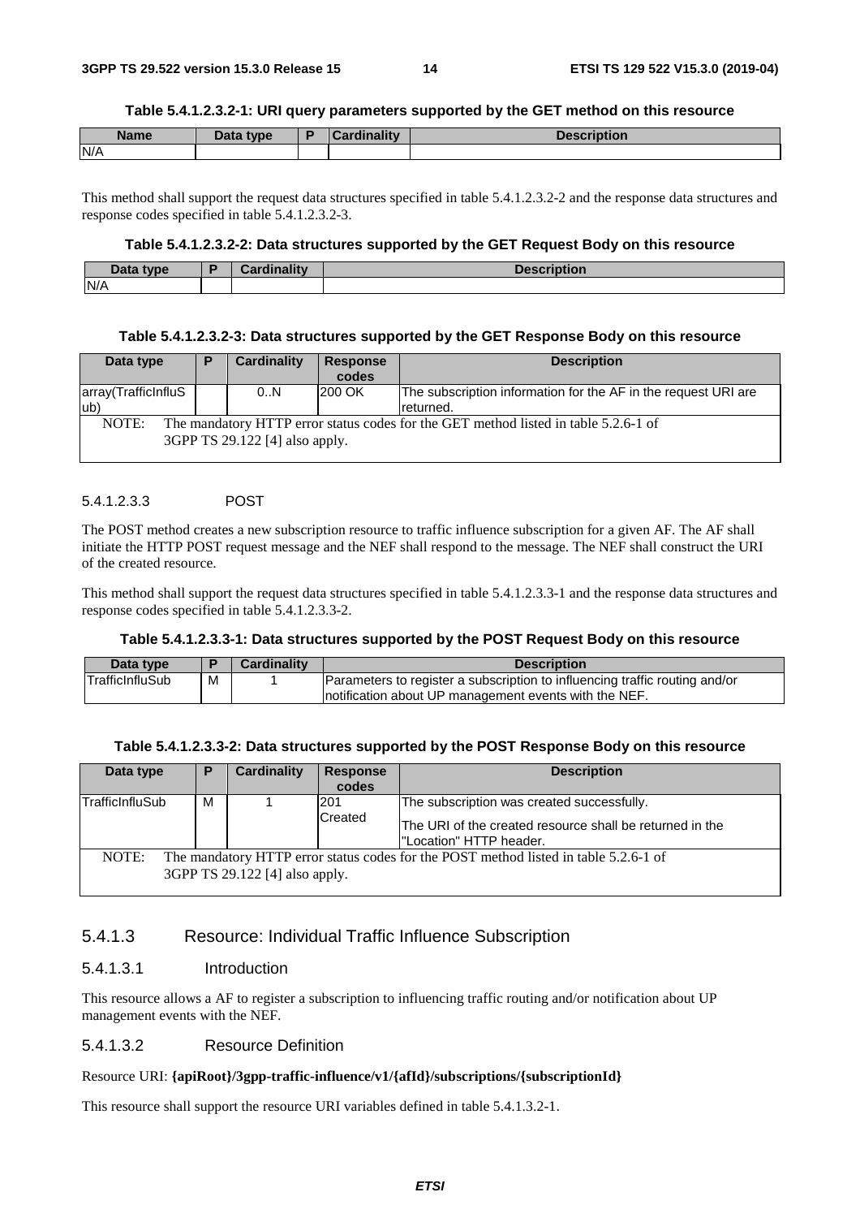**Table 5.4.1.2.3.2-1: URI query parameters supported by the GET method on this resource**

| Name | Data type | P | Cardinality | Description |
| --- | --- | --- | --- | --- |
| N/A | | | | |

This method shall support the request data structures specified in table 5.4.1.2.3.2-2 and the response data structures and response codes specified in table 5.4.1.2.3.2-3.

**Table 5.4.1.2.3.2-2: Data structures supported by the GET Request Body on this resource**

| Data type | P | Cardinality | Description |
| --- | --- | --- | --- |
| N/A | | | |

**Table 5.4.1.2.3.2-3: Data structures supported by the GET Response Body on this resource**

| Data type | P | Cardinality | Response codes | Description |
| --- | --- | --- | --- | --- |
| array(TrafficInfluSub) | | 0..N | 200 OK | The subscription information for the AF in the request URI are returned. |
| NOTE: The mandatory HTTP error status codes for the GET method listed in table 5.2.6-1 of 3GPP TS 29.122 [4] also apply. | | | | |

#### 5.4.1.2.3.3 POST

The POST method creates a new subscription resource to traffic influence subscription for a given AF. The AF shall initiate the HTTP POST request message and the NEF shall respond to the message. The NEF shall construct the URI of the created resource.

This method shall support the request data structures specified in table 5.4.1.2.3.3-1 and the response data structures and response codes specified in table 5.4.1.2.3.3-2.

**Table 5.4.1.2.3.3-1: Data structures supported by the POST Request Body on this resource**

| Data type | P | Cardinality | Description |
| --- | --- | --- | --- |
| TrafficInfluSub | M | 1 | Parameters to register a subscription to influencing traffic routing and/or notification about UP management events with the NEF. |

**Table 5.4.1.2.3.3-2: Data structures supported by the POST Response Body on this resource**

| Data type | P | Cardinality | Response codes | Description |
| --- | --- | --- | --- | --- |
| TrafficInfluSub | M | 1 | 201 Created | The subscription was created successfully.<br><br>The URI of the created resource shall be returned in the "Location" HTTP header. |
| NOTE: The mandatory HTTP error status codes for the POST method listed in table 5.2.6-1 of 3GPP TS 29.122 [4] also apply. | | | | |

### 5.4.1.3 Resource: Individual Traffic Influence Subscription

#### 5.4.1.3.1 Introduction

This resource allows a AF to register a subscription to influencing traffic routing and/or notification about UP management events with the NEF.

#### 5.4.1.3.2 Resource Definition

Resource URI: **{apiRoot}/3gpp-traffic-influence/v1/{afId}/subscriptions/{subscriptionId}**

This resource shall support the resource URI variables defined in table 5.4.1.3.2-1.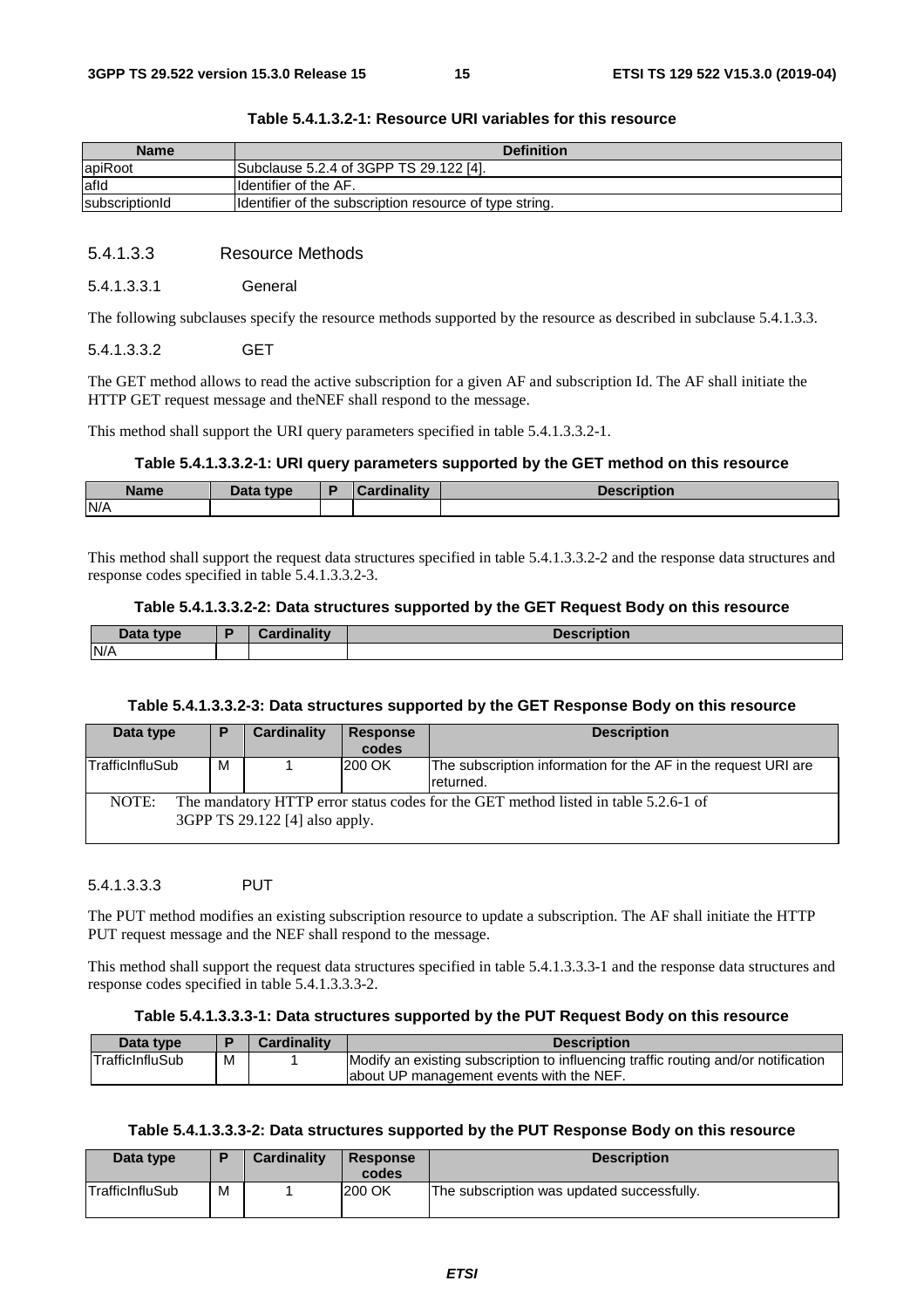**Table 5.4.1.3.2-1: Resource URI variables for this resource**

| Name | Definition |
| --- | --- |
| apiRoot | Subclause 5.2.4 of 3GPP TS 29.122 [4]. |
| afId | Identifier of the AF. |
| subscriptionId | Identifier of the subscription resource of type string. |

##### 5.4.1.3.3 Resource Methods

###### 5.4.1.3.3.1 General

The following subclauses specify the resource methods supported by the resource as described in subclause 5.4.1.3.3.

###### 5.4.1.3.3.2 GET

The GET method allows to read the active subscription for a given AF and subscription Id. The AF shall initiate the HTTP GET request message and theNEF shall respond to the message.

This method shall support the URI query parameters specified in table 5.4.1.3.3.2-1.

**Table 5.4.1.3.3.2-1: URI query parameters supported by the GET method on this resource**

| Name | Data type | P | Cardinality | Description |
| --- | --- | --- | --- | --- |
| N/A | | | | |

This method shall support the request data structures specified in table 5.4.1.3.3.2-2 and the response data structures and response codes specified in table 5.4.1.3.3.2-3.

**Table 5.4.1.3.3.2-2: Data structures supported by the GET Request Body on this resource**

| Data type | P | Cardinality | Description |
| --- | --- | --- | --- |
| N/A | | | |

**Table 5.4.1.3.3.2-3: Data structures supported by the GET Response Body on this resource**

| Data type | P | Cardinality | Response codes | Description |
| --- | --- | --- | --- | --- |
| TrafficInfluSub | M | 1 | 200 OK | The subscription information for the AF in the request URI are returned. |
| NOTE: The mandatory HTTP error status codes for the GET method listed in table 5.2.6-1 of 3GPP TS 29.122 [4] also apply. | | | | |

###### 5.4.1.3.3.3 PUT

The PUT method modifies an existing subscription resource to update a subscription. The AF shall initiate the HTTP PUT request message and the NEF shall respond to the message.

This method shall support the request data structures specified in table 5.4.1.3.3.3-1 and the response data structures and response codes specified in table 5.4.1.3.3.3-2.

**Table 5.4.1.3.3.3-1: Data structures supported by the PUT Request Body on this resource**

| Data type | P | Cardinality | Description |
| --- | --- | --- | --- |
| TrafficInfluSub | M | 1 | Modify an existing subscription to influencing traffic routing and/or notification about UP management events with the NEF. |

**Table 5.4.1.3.3.3-2: Data structures supported by the PUT Response Body on this resource**

| Data type | P | Cardinality | Response codes | Description |
| --- | --- | --- | --- | --- |
| TrafficInfluSub | M | 1 | 200 OK | The subscription was updated successfully. |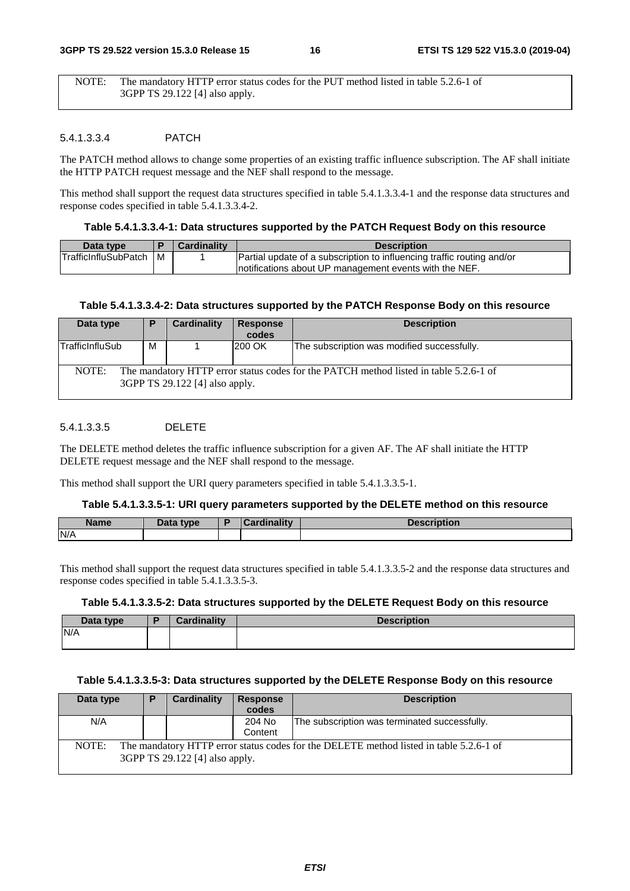| NOTE: | The mandatory HTTP error status codes for the PUT method listed in table 5.2.6-1 of 3GPP TS 29.122 [4] also apply. |
|---|---|

#### 5.4.1.3.3.4 PATCH

The PATCH method allows to change some properties of an existing traffic influence subscription. The AF shall initiate the HTTP PATCH request message and the NEF shall respond to the message.

This method shall support the request data structures specified in table 5.4.1.3.3.4-1 and the response data structures and response codes specified in table 5.4.1.3.3.4-2.

**Table 5.4.1.3.3.4-1: Data structures supported by the PATCH Request Body on this resource**

| Data type | P | Cardinality | Description |
|---|---|---|---|
| TrafficInfluSubPatch | M | 1 | Partial update of a subscription to influencing traffic routing and/or notifications about UP management events with the NEF. |

**Table 5.4.1.3.3.4-2: Data structures supported by the PATCH Response Body on this resource**

| Data type | P | Cardinality | Response codes | Description |
|---|---|---|---|---|
| TrafficInfluSub | M | 1 | 200 OK | The subscription was modified successfully. |
| NOTE: The mandatory HTTP error status codes for the PATCH method listed in table 5.2.6-1 of 3GPP TS 29.122 [4] also apply. | | | | |

#### 5.4.1.3.3.5 DELETE

The DELETE method deletes the traffic influence subscription for a given AF. The AF shall initiate the HTTP DELETE request message and the NEF shall respond to the message.

This method shall support the URI query parameters specified in table 5.4.1.3.3.5-1.

**Table 5.4.1.3.3.5-1: URI query parameters supported by the DELETE method on this resource**

| Name | Data type | P | Cardinality | Description |
|---|---|---|---|---|
| N/A | | | | |

This method shall support the request data structures specified in table 5.4.1.3.3.5-2 and the response data structures and response codes specified in table 5.4.1.3.3.5-3.

**Table 5.4.1.3.3.5-2: Data structures supported by the DELETE Request Body on this resource**

| Data type | P | Cardinality | Description |
|---|---|---|---|
| N/A | | | |

**Table 5.4.1.3.3.5-3: Data structures supported by the DELETE Response Body on this resource**

| Data type | P | Cardinality | Response codes | Description |
|---|---|---|---|---|
| N/A | | | 204 No Content | The subscription was terminated successfully. |
| NOTE: The mandatory HTTP error status codes for the DELETE method listed in table 5.2.6-1 of 3GPP TS 29.122 [4] also apply. | | | | |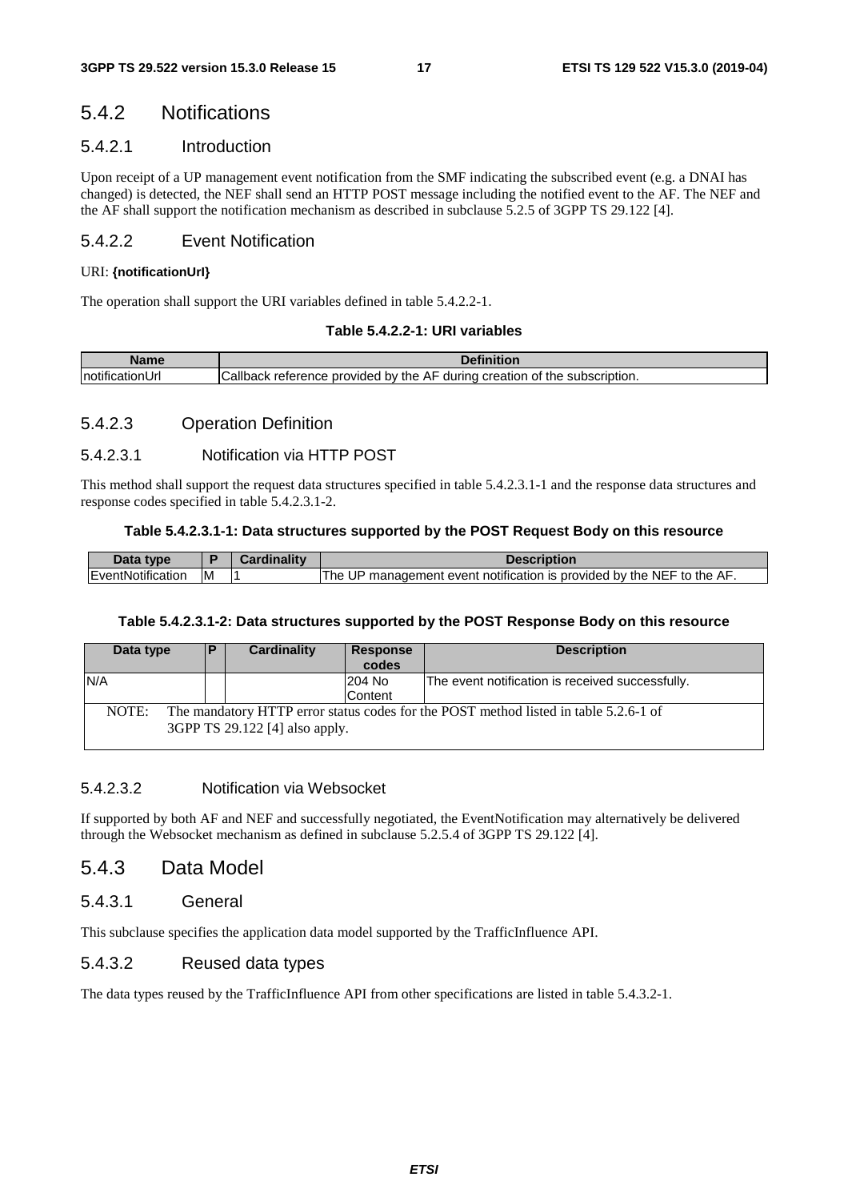## 5.4.2 Notifications

### 5.4.2.1 Introduction

Upon receipt of a UP management event notification from the SMF indicating the subscribed event (e.g. a DNAI has changed) is detected, the NEF shall send an HTTP POST message including the notified event to the AF. The NEF and the AF shall support the notification mechanism as described in subclause 5.2.5 of 3GPP TS 29.122 [4].

### 5.4.2.2 Event Notification

URI: **{notificationUrl}**

The operation shall support the URI variables defined in table 5.4.2.2-1.

**Table 5.4.2.2-1: URI variables**

| Name | Definition |
|---|---|
| notificationUrl | Callback reference provided by the AF during creation of the subscription. |

### 5.4.2.3 Operation Definition

#### 5.4.2.3.1 Notification via HTTP POST

This method shall support the request data structures specified in table 5.4.2.3.1-1 and the response data structures and response codes specified in table 5.4.2.3.1-2.

**Table 5.4.2.3.1-1: Data structures supported by the POST Request Body on this resource**

| Data type | P | Cardinality | Description |
|---|---|---|---|
| EventNotification | M | 1 | The UP management event notification is provided by the NEF to the AF. |

**Table 5.4.2.3.1-2: Data structures supported by the POST Response Body on this resource**

| Data type | P | Cardinality | Response codes | Description |
|---|---|---|---|---|
| N/A | | | 204 No Content | The event notification is received successfully. |
| NOTE: The mandatory HTTP error status codes for the POST method listed in table 5.2.6-1 of 3GPP TS 29.122 [4] also apply. | | | | |

#### 5.4.2.3.2 Notification via Websocket

If supported by both AF and NEF and successfully negotiated, the EventNotification may alternatively be delivered through the Websocket mechanism as defined in subclause 5.2.5.4 of 3GPP TS 29.122 [4].

## 5.4.3 Data Model

### 5.4.3.1 General

This subclause specifies the application data model supported by the TrafficInfluence API.

### 5.4.3.2 Reused data types

The data types reused by the TrafficInfluence API from other specifications are listed in table 5.4.3.2-1.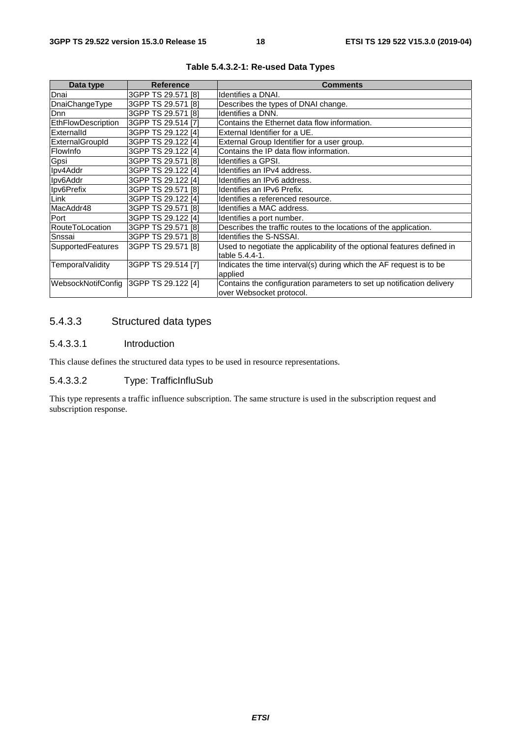**Table 5.4.3.2-1: Re-used Data Types**

| Data type | Reference | Comments |
| --- | --- | --- |
| Dnai | 3GPP TS 29.571 [8] | Identifies a DNAI. |
| DnaiChangeType | 3GPP TS 29.571 [8] | Describes the types of DNAI change. |
| Dnn | 3GPP TS 29.571 [8] | Identifies a DNN. |
| EthFlowDescription | 3GPP TS 29.514 [7] | Contains the Ethernet data flow information. |
| ExternalId | 3GPP TS 29.122 [4] | External Identifier for a UE. |
| ExternalGroupId | 3GPP TS 29.122 [4] | External Group Identifier for a user group. |
| FlowInfo | 3GPP TS 29.122 [4] | Contains the IP data flow information. |
| Gpsi | 3GPP TS 29.571 [8] | Identifies a GPSI. |
| Ipv4Addr | 3GPP TS 29.122 [4] | Identifies an IPv4 address. |
| Ipv6Addr | 3GPP TS 29.122 [4] | Identifies an IPv6 address. |
| Ipv6Prefix | 3GPP TS 29.571 [8] | Identifies an IPv6 Prefix. |
| Link | 3GPP TS 29.122 [4] | Identifies a referenced resource. |
| MacAddr48 | 3GPP TS 29.571 [8] | Identifies a MAC address. |
| Port | 3GPP TS 29.122 [4] | Identifies a port number. |
| RouteToLocation | 3GPP TS 29.571 [8] | Describes the traffic routes to the locations of the application. |
| Snssai | 3GPP TS 29.571 [8] | Identifies the S-NSSAI. |
| SupportedFeatures | 3GPP TS 29.571 [8] | Used to negotiate the applicability of the optional features defined in table 5.4.4-1. |
| TemporalValidity | 3GPP TS 29.514 [7] | Indicates the time interval(s) during which the AF request is to be applied |
| WebsockNotifConfig | 3GPP TS 29.122 [4] | Contains the configuration parameters to set up notification delivery over Websocket protocol. |

### 5.4.3.3 Structured data types

#### 5.4.3.3.1 Introduction

This clause defines the structured data types to be used in resource representations.

#### 5.4.3.3.2 Type: TrafficInfluSub

This type represents a traffic influence subscription. The same structure is used in the subscription request and subscription response.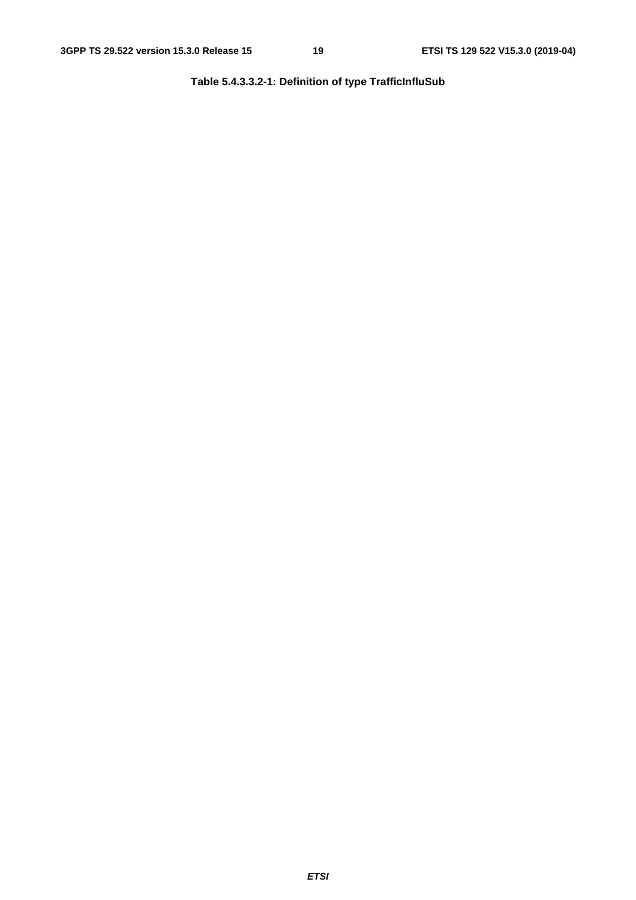**Table 5.4.3.3.2-1: Definition of type TrafficInfluSub**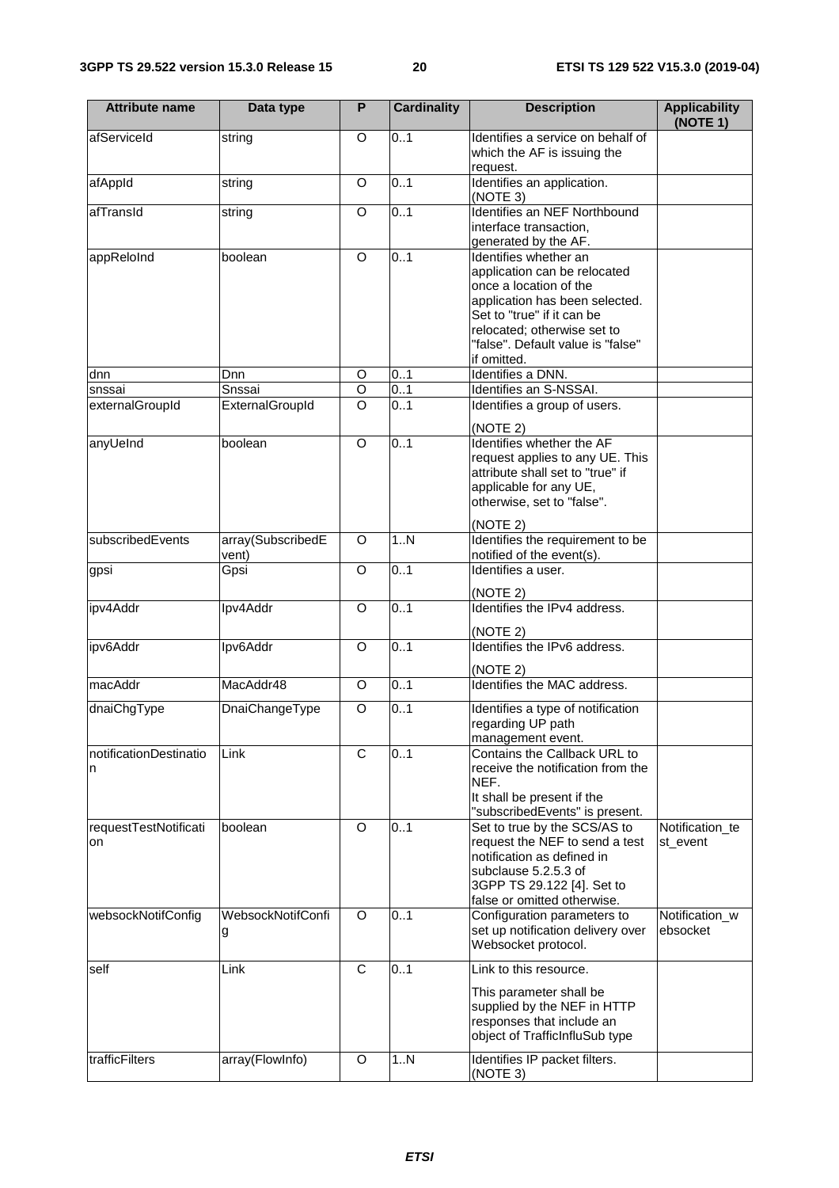| Attribute name | Data type | P | Cardinality | Description | Applicability (NOTE 1) |
| --- | --- | --- | --- | --- | --- |
| afServiceId | string | O | 0..1 | Identifies a service on behalf of which the AF is issuing the request. | |
| afAppId | string | O | 0..1 | Identifies an application. (NOTE 3) | |
| afTransId | string | O | 0..1 | Identifies an NEF Northbound interface transaction, generated by the AF. | |
| appReloInd | boolean | O | 0..1 | Identifies whether an application can be relocated once a location of the application has been selected. Set to "true" if it can be relocated; otherwise set to "false". Default value is "false" if omitted. | |
| dnn | Dnn | O | 0..1 | Identifies a DNN. | |
| snssai | Snssai | O | 0..1 | Identifies an S-NSSAI. | |
| externalGroupId | ExternalGroupId | O | 0..1 | Identifies a group of users.<br><br>(NOTE 2) | |
| anyUeInd | boolean | O | 0..1 | Identifies whether the AF request applies to any UE. This attribute shall set to "true" if applicable for any UE, otherwise, set to "false".<br><br>(NOTE 2) | |
| subscribedEvents | array(SubscribedEvent) | O | 1..N | Identifies the requirement to be notified of the event(s). | |
| gpsi | Gpsi | O | 0..1 | Identifies a user.<br><br>(NOTE 2) | |
| ipv4Addr | Ipv4Addr | O | 0..1 | Identifies the IPv4 address.<br><br>(NOTE 2) | |
| ipv6Addr | Ipv6Addr | O | 0..1 | Identifies the IPv6 address.<br><br>(NOTE 2) | |
| macAddr | MacAddr48 | O | 0..1 | Identifies the MAC address. | |
| dnaiChgType | DnaiChangeType | O | 0..1 | Identifies a type of notification regarding UP path management event. | |
| notificationDestination | Link | C | 0..1 | Contains the Callback URL to receive the notification from the NEF.<br>It shall be present if the "subscribedEvents" is present. | |
| requestTestNotification | boolean | O | 0..1 | Set to true by the SCS/AS to request the NEF to send a test notification as defined in subclause 5.2.5.3 of 3GPP TS 29.122 [4]. Set to false or omitted otherwise. | Notification_test_event |
| websockNotifConfig | WebsockNotifConfig | O | 0..1 | Configuration parameters to set up notification delivery over Websocket protocol. | Notification_websocket |
| self | Link | C | 0..1 | Link to this resource.<br><br>This parameter shall be supplied by the NEF in HTTP responses that include an object of TrafficInfluSub type | |
| trafficFilters | array(FlowInfo) | O | 1..N | Identifies IP packet filters. (NOTE 3) | |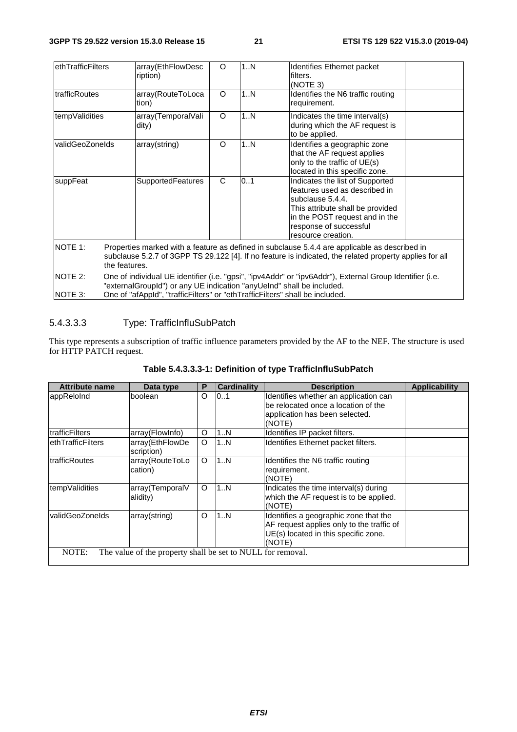| | | | | | |
|---|---|---|---|---|---|
| ethTrafficFilters | array(EthFlowDescription) | O | 1..N | Identifies Ethernet packet filters. (NOTE 3) | |
| trafficRoutes | array(RouteToLocation) | O | 1..N | Identifies the N6 traffic routing requirement. | |
| tempValidities | array(TemporalValidity) | O | 1..N | Indicates the time interval(s) during which the AF request is to be applied. | |
| validGeoZoneIds | array(string) | O | 1..N | Identifies a geographic zone that the AF request applies only to the traffic of UE(s) located in this specific zone. | |
| suppFeat | SupportedFeatures | C | 0..1 | Indicates the list of Supported features used as described in subclause 5.4.4. This attribute shall be provided in the POST request and in the response of successful resource creation. | |
| NOTE 1: Properties marked with a feature as defined in subclause 5.4.4 are applicable as described in subclause 5.2.7 of 3GPP TS 29.122 [4]. If no feature is indicated, the related property applies for all the features. | | | | | |
| NOTE 2: One of individual UE identifier (i.e. "gpsi", "ipv4Addr" or "ipv6Addr"), External Group Identifier (i.e. "externalGroupId") or any UE indication "anyUeInd" shall be included. | | | | | |
| NOTE 3: One of "afAppId", "trafficFilters" or "ethTrafficFilters" shall be included. | | | | | |

#### 5.4.3.3.3 Type: TrafficInfluSubPatch

This type represents a subscription of traffic influence parameters provided by the AF to the NEF. The structure is used for HTTP PATCH request.

**Table 5.4.3.3.3-1: Definition of type TrafficInfluSubPatch**

| Attribute name | Data type | P | Cardinality | Description | Applicability |
|---|---|---|---|---|---|
| appReloInd | boolean | O | 0..1 | Identifies whether an application can be relocated once a location of the application has been selected. (NOTE) | |
| trafficFilters | array(FlowInfo) | O | 1..N | Identifies IP packet filters. | |
| ethTrafficFilters | array(EthFlowDescription) | O | 1..N | Identifies Ethernet packet filters. | |
| trafficRoutes | array(RouteToLocation) | O | 1..N | Identifies the N6 traffic routing requirement. (NOTE) | |
| tempValidities | array(TemporalValidity) | O | 1..N | Indicates the time interval(s) during which the AF request is to be applied. (NOTE) | |
| validGeoZoneIds | array(string) | O | 1..N | Identifies a geographic zone that the AF request applies only to the traffic of UE(s) located in this specific zone. (NOTE) | |
| NOTE: The value of the property shall be set to NULL for removal. | | | | | |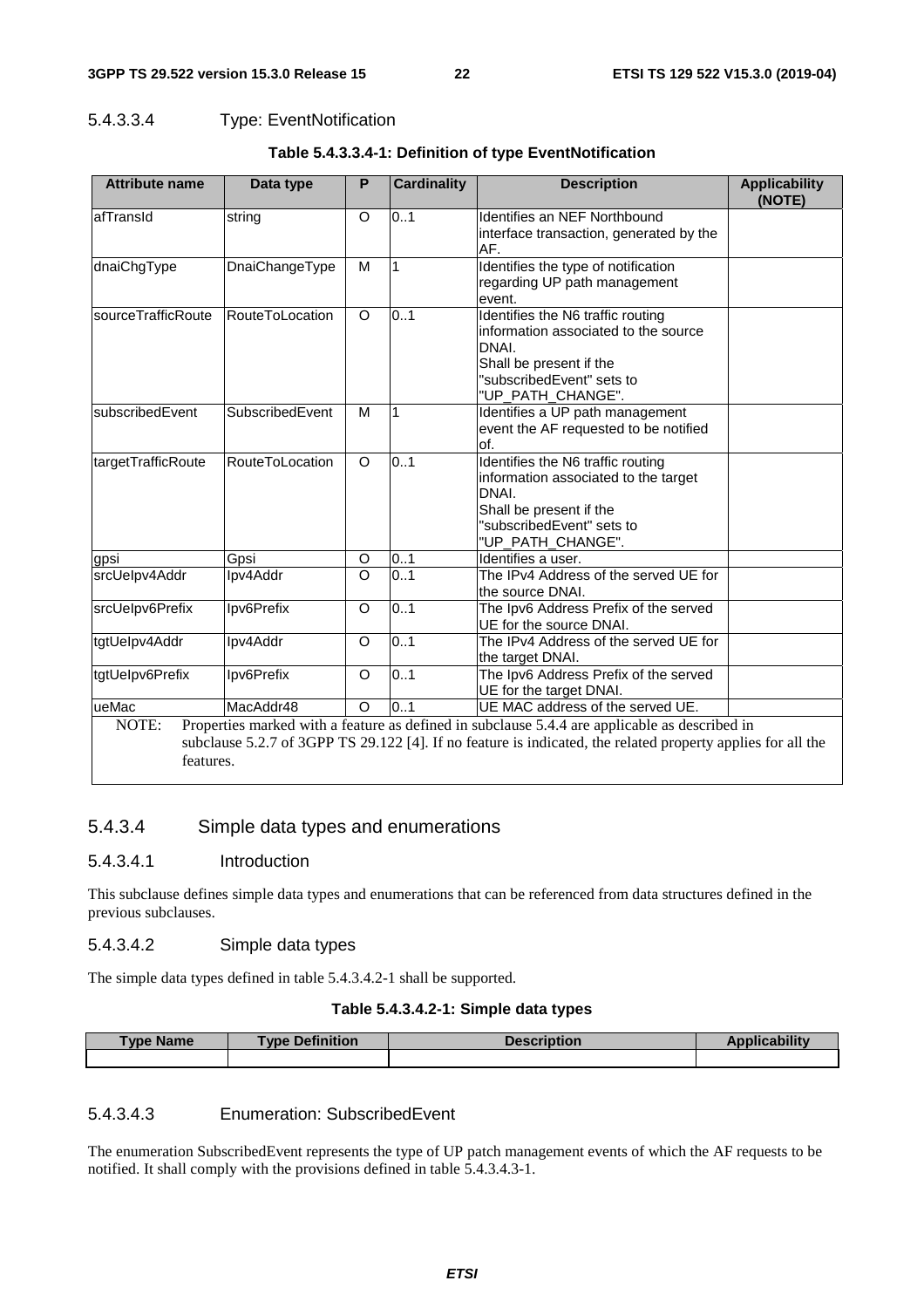#### 5.4.3.3.4 Type: EventNotification

**Table 5.4.3.3.4-1: Definition of type EventNotification**

| Attribute name | Data type | P | Cardinality | Description | Applicability (NOTE) |
|---|---|---|---|---|---|
| afTransId | string | O | 0..1 | Identifies an NEF Northbound interface transaction, generated by the AF. | |
| dnaiChgType | DnaiChangeType | M | 1 | Identifies the type of notification regarding UP path management event. | |
| sourceTrafficRoute | RouteToLocation | O | 0..1 | Identifies the N6 traffic routing information associated to the source DNAI.<br>Shall be present if the "subscribedEvent" sets to "UP_PATH_CHANGE". | |
| subscribedEvent | SubscribedEvent | M | 1 | Identifies a UP path management event the AF requested to be notified of. | |
| targetTrafficRoute | RouteToLocation | O | 0..1 | Identifies the N6 traffic routing information associated to the target DNAI.<br>Shall be present if the "subscribedEvent" sets to "UP_PATH_CHANGE". | |
| gpsi | Gpsi | O | 0..1 | Identifies a user. | |
| srcUeIpv4Addr | Ipv4Addr | O | 0..1 | The IPv4 Address of the served UE for the source DNAI. | |
| srcUeIpv6Prefix | Ipv6Prefix | O | 0..1 | The Ipv6 Address Prefix of the served UE for the source DNAI. | |
| tgtUeIpv4Addr | Ipv4Addr | O | 0..1 | The IPv4 Address of the served UE for the target DNAI. | |
| tgtUeIpv6Prefix | Ipv6Prefix | O | 0..1 | The Ipv6 Address Prefix of the served UE for the target DNAI. | |
| ueMac | MacAddr48 | O | 0..1 | UE MAC address of the served UE. | |
| NOTE: Properties marked with a feature as defined in subclause 5.4.4 are applicable as described in subclause 5.2.7 of 3GPP TS 29.122 [4]. If no feature is indicated, the related property applies for all the features. | | | | | |

### 5.4.3.4 Simple data types and enumerations

#### 5.4.3.4.1 Introduction

This subclause defines simple data types and enumerations that can be referenced from data structures defined in the previous subclauses.

#### 5.4.3.4.2 Simple data types

The simple data types defined in table 5.4.3.4.2-1 shall be supported.

**Table 5.4.3.4.2-1: Simple data types**

| Type Name | Type Definition | Description | Applicability |
|---|---|---|---|
| | | | |

#### 5.4.3.4.3 Enumeration: SubscribedEvent

The enumeration SubscribedEvent represents the type of UP patch management events of which the AF requests to be notified. It shall comply with the provisions defined in table 5.4.3.4.3-1.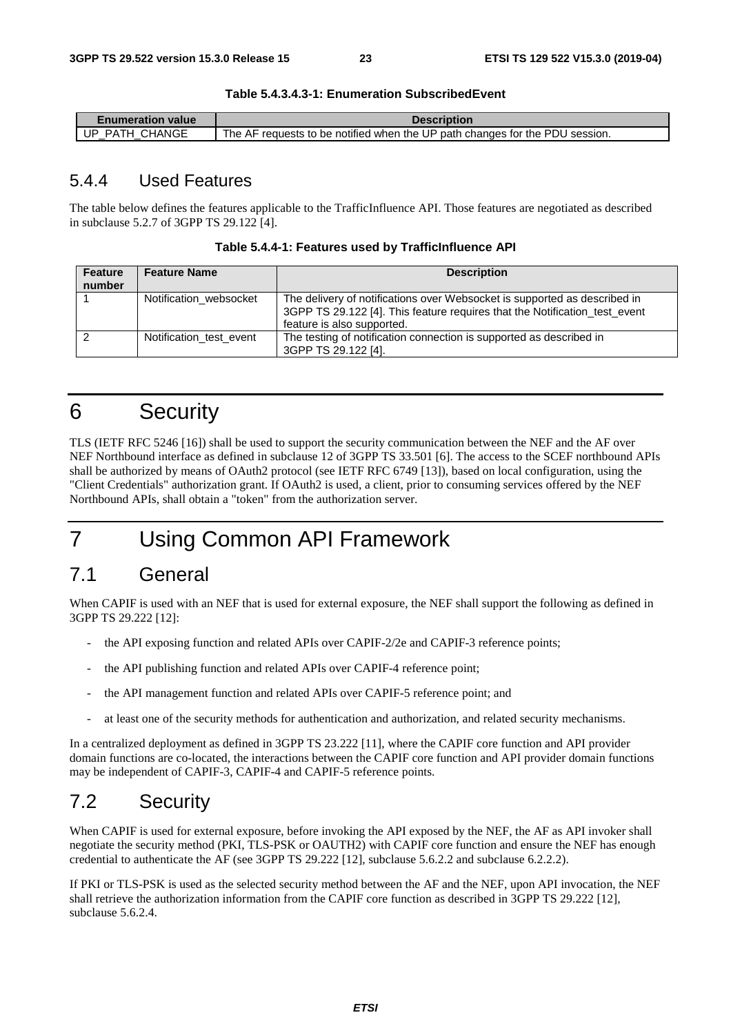**Table 5.4.3.4.3-1: Enumeration SubscribedEvent**

| Enumeration value | Description |
|---|---|
| UP_PATH_CHANGE | The AF requests to be notified when the UP path changes for the PDU session. |

### 5.4.4 Used Features

The table below defines the features applicable to the TrafficInfluence API. Those features are negotiated as described in subclause 5.2.7 of 3GPP TS 29.122 [4].

**Table 5.4.4-1: Features used by TrafficInfluence API**

| Feature number | Feature Name | Description |
|---|---|---|
| 1 | Notification_websocket | The delivery of notifications over Websocket is supported as described in 3GPP TS 29.122 [4]. This feature requires that the Notification_test_event feature is also supported. |
| 2 | Notification_test_event | The testing of notification connection is supported as described in 3GPP TS 29.122 [4]. |

# 6 Security

TLS (IETF RFC 5246 [16]) shall be used to support the security communication between the NEF and the AF over NEF Northbound interface as defined in subclause 12 of 3GPP TS 33.501 [6]. The access to the SCEF northbound APIs shall be authorized by means of OAuth2 protocol (see IETF RFC 6749 [13]), based on local configuration, using the "Client Credentials" authorization grant. If OAuth2 is used, a client, prior to consuming services offered by the NEF Northbound APIs, shall obtain a "token" from the authorization server.

# 7 Using Common API Framework

## 7.1 General

When CAPIF is used with an NEF that is used for external exposure, the NEF shall support the following as defined in 3GPP TS 29.222 [12]:

- the API exposing function and related APIs over CAPIF-2/2e and CAPIF-3 reference points;
- the API publishing function and related APIs over CAPIF-4 reference point;
- the API management function and related APIs over CAPIF-5 reference point; and
- at least one of the security methods for authentication and authorization, and related security mechanisms.

In a centralized deployment as defined in 3GPP TS 23.222 [11], where the CAPIF core function and API provider domain functions are co-located, the interactions between the CAPIF core function and API provider domain functions may be independent of CAPIF-3, CAPIF-4 and CAPIF-5 reference points.

## 7.2 Security

When CAPIF is used for external exposure, before invoking the API exposed by the NEF, the AF as API invoker shall negotiate the security method (PKI, TLS-PSK or OAUTH2) with CAPIF core function and ensure the NEF has enough credential to authenticate the AF (see 3GPP TS 29.222 [12], subclause 5.6.2.2 and subclause 6.2.2.2).

If PKI or TLS-PSK is used as the selected security method between the AF and the NEF, upon API invocation, the NEF shall retrieve the authorization information from the CAPIF core function as described in 3GPP TS 29.222 [12], subclause 5.6.2.4.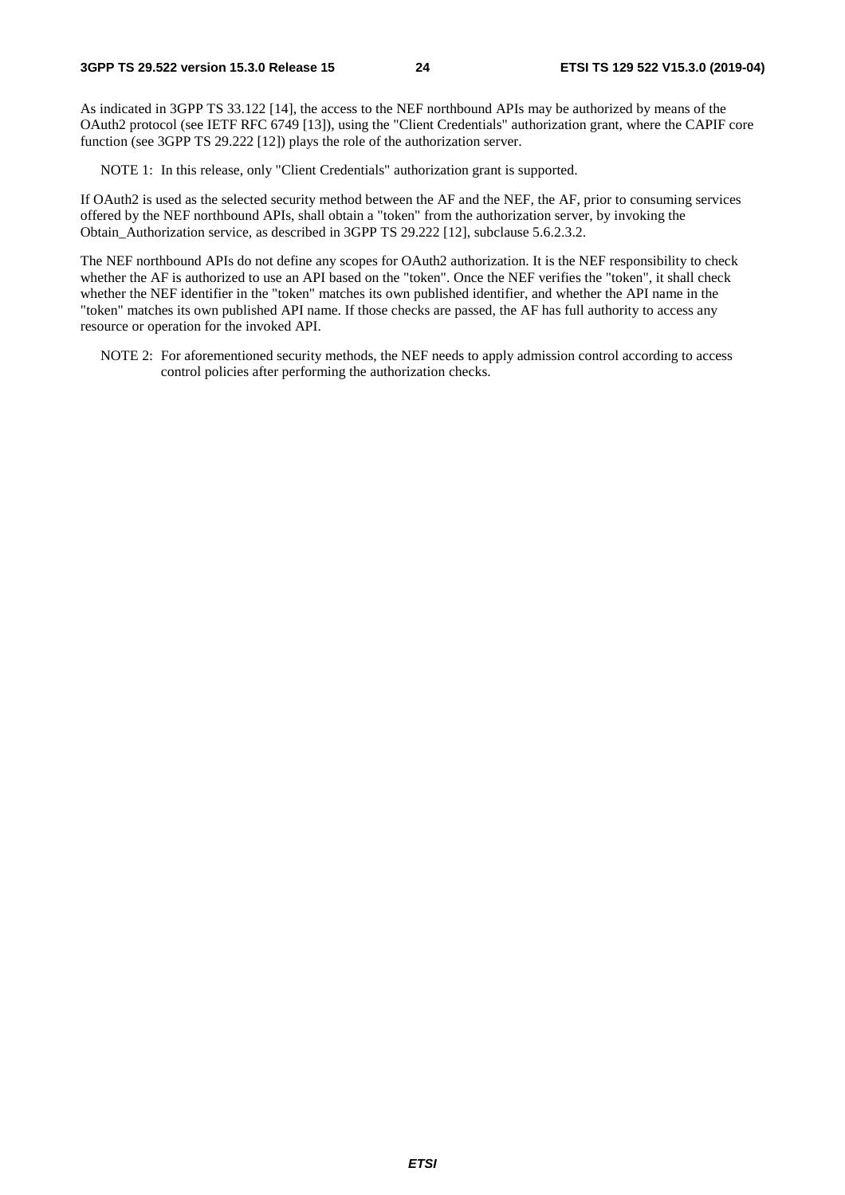As indicated in 3GPP TS 33.122 [14], the access to the NEF northbound APIs may be authorized by means of the OAuth2 protocol (see IETF RFC 6749 [13]), using the "Client Credentials" authorization grant, where the CAPIF core function (see 3GPP TS 29.222 [12]) plays the role of the authorization server.

NOTE 1: In this release, only "Client Credentials" authorization grant is supported.

If OAuth2 is used as the selected security method between the AF and the NEF, the AF, prior to consuming services offered by the NEF northbound APIs, shall obtain a "token" from the authorization server, by invoking the Obtain_Authorization service, as described in 3GPP TS 29.222 [12], subclause 5.6.2.3.2.

The NEF northbound APIs do not define any scopes for OAuth2 authorization. It is the NEF responsibility to check whether the AF is authorized to use an API based on the "token". Once the NEF verifies the "token", it shall check whether the NEF identifier in the "token" matches its own published identifier, and whether the API name in the "token" matches its own published API name. If those checks are passed, the AF has full authority to access any resource or operation for the invoked API.

NOTE 2: For aforementioned security methods, the NEF needs to apply admission control according to access control policies after performing the authorization checks.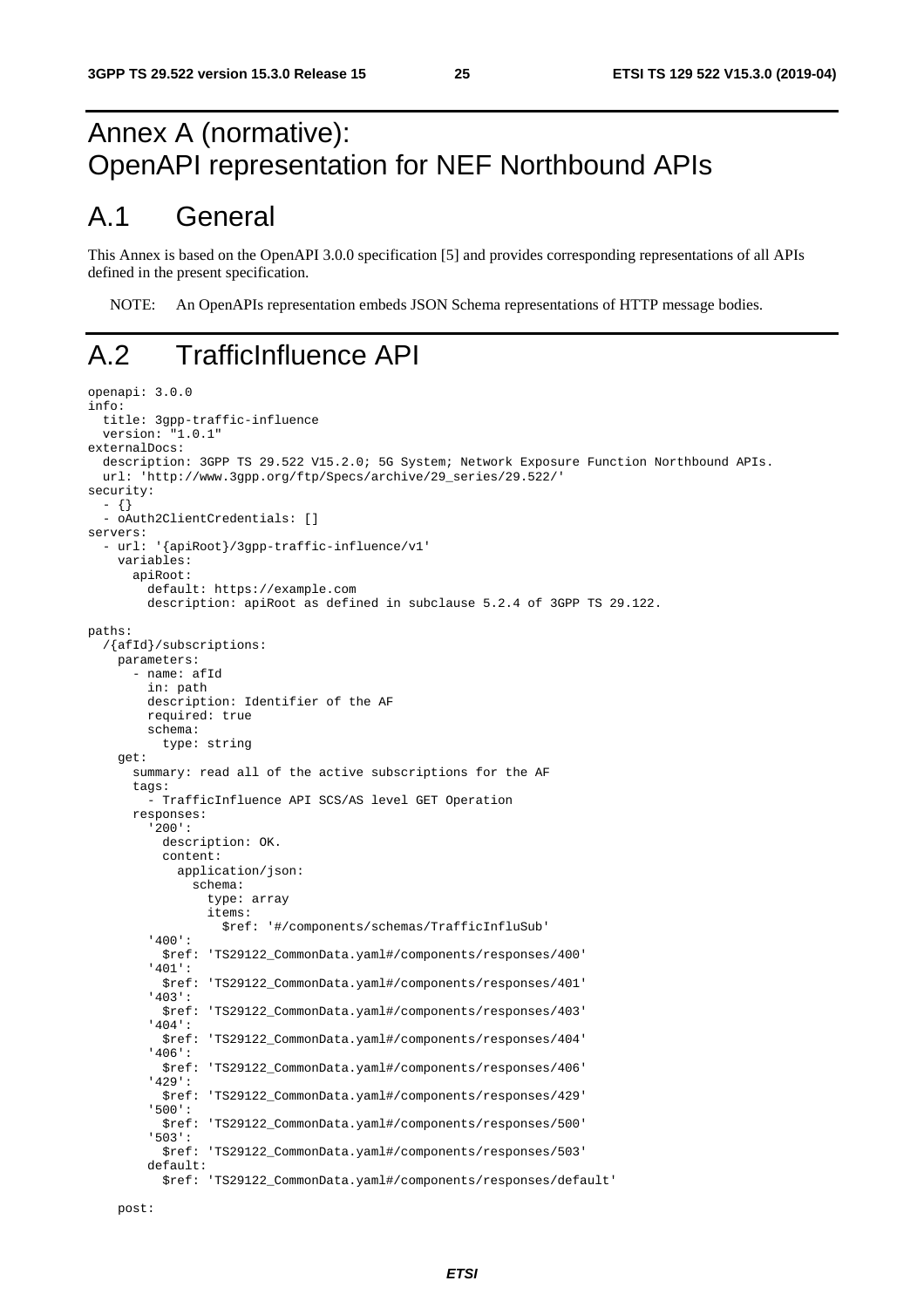# Annex A (normative): OpenAPI representation for NEF Northbound APIs

## A.1 General

This Annex is based on the OpenAPI 3.0.0 specification [5] and provides corresponding representations of all APIs defined in the present specification.

NOTE: An OpenAPIs representation embeds JSON Schema representations of HTTP message bodies.

## A.2 TrafficInfluence API

```
openapi: 3.0.0
info:
  title: 3gpp-traffic-influence
  version: "1.0.1"
externalDocs:
  description: 3GPP TS 29.522 V15.2.0; 5G System; Network Exposure Function Northbound APIs.
  url: 'http://www.3gpp.org/ftp/Specs/archive/29_series/29.522/'
security:
  - {}
  - oAuth2ClientCredentials: []
servers:
  - url: '{apiRoot}/3gpp-traffic-influence/v1'
    variables:
      apiRoot:
        default: https://example.com
        description: apiRoot as defined in subclause 5.2.4 of 3GPP TS 29.122.

paths:
  /{afId}/subscriptions:
    parameters:
      - name: afId
        in: path
        description: Identifier of the AF
        required: true
        schema:
          type: string
    get:
      summary: read all of the active subscriptions for the AF
      tags:
        - TrafficInfluence API SCS/AS level GET Operation
      responses:
        '200':
          description: OK.
          content:
            application/json:
              schema:
                type: array
                items:
                  $ref: '#/components/schemas/TrafficInfluSub'
        '400':
          $ref: 'TS29122_CommonData.yaml#/components/responses/400'
        '401':
          $ref: 'TS29122_CommonData.yaml#/components/responses/401'
        '403':
          $ref: 'TS29122_CommonData.yaml#/components/responses/403'
        '404':
          $ref: 'TS29122_CommonData.yaml#/components/responses/404'
        '406':
          $ref: 'TS29122_CommonData.yaml#/components/responses/406'
        '429':
          $ref: 'TS29122_CommonData.yaml#/components/responses/429'
        '500':
          $ref: 'TS29122_CommonData.yaml#/components/responses/500'
        '503':
          $ref: 'TS29122_CommonData.yaml#/components/responses/503'
        default:
          $ref: 'TS29122_CommonData.yaml#/components/responses/default'

    post:
```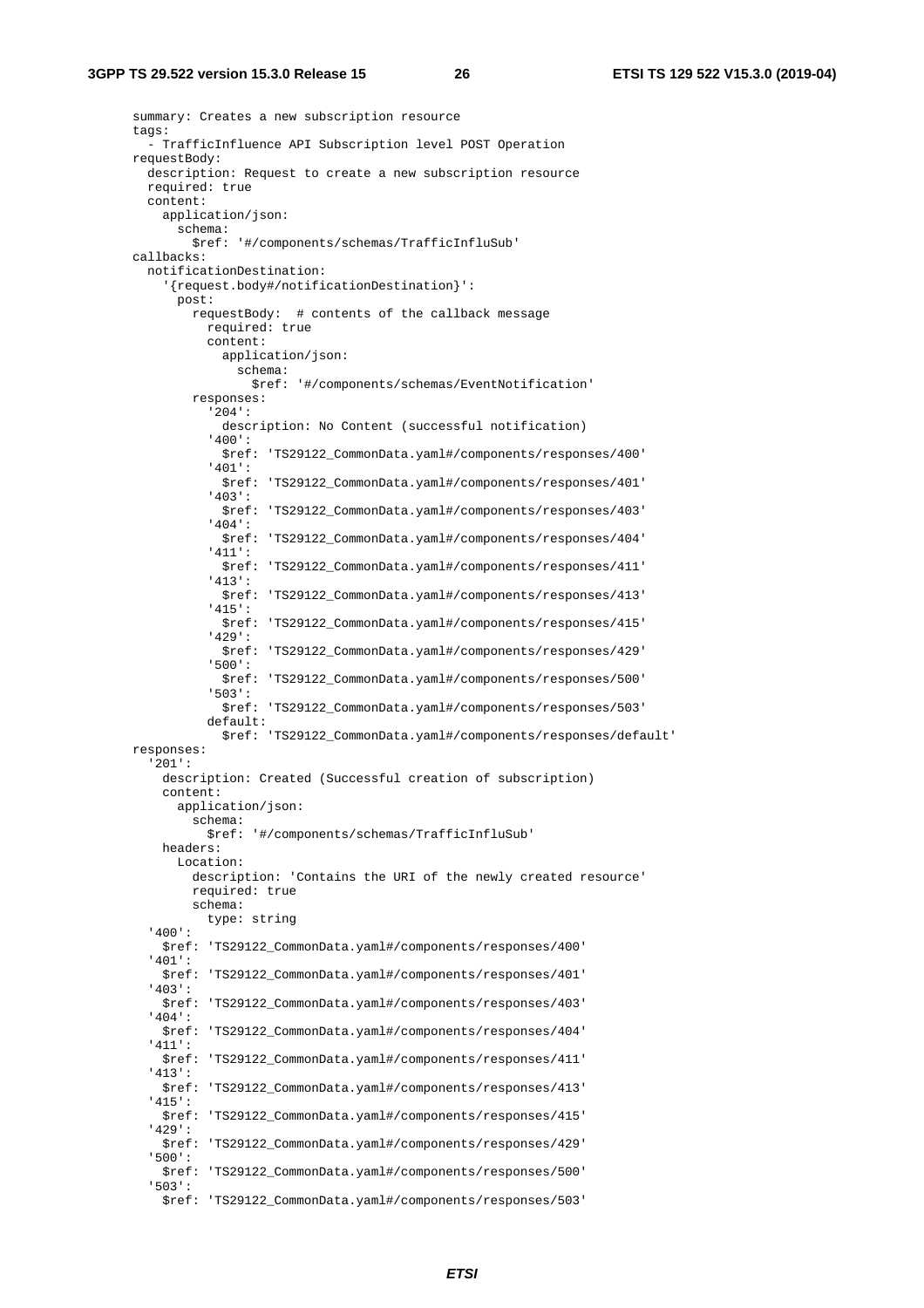```yaml
      summary: Creates a new subscription resource
      tags:
        - TrafficInfluence API Subscription level POST Operation
      requestBody:
        description: Request to create a new subscription resource
        required: true
        content:
          application/json:
            schema:
              $ref: '#/components/schemas/TrafficInfluSub'
      callbacks:
        notificationDestination:
          '{request.body#/notificationDestination}':
            post:
              requestBody:  # contents of the callback message
                required: true
                content:
                  application/json:
                    schema:
                      $ref: '#/components/schemas/EventNotification'
              responses:
                '204':
                  description: No Content (successful notification)
                '400':
                  $ref: 'TS29122_CommonData.yaml#/components/responses/400'
                '401':
                  $ref: 'TS29122_CommonData.yaml#/components/responses/401'
                '403':
                  $ref: 'TS29122_CommonData.yaml#/components/responses/403'
                '404':
                  $ref: 'TS29122_CommonData.yaml#/components/responses/404'
                '411':
                  $ref: 'TS29122_CommonData.yaml#/components/responses/411'
                '413':
                  $ref: 'TS29122_CommonData.yaml#/components/responses/413'
                '415':
                  $ref: 'TS29122_CommonData.yaml#/components/responses/415'
                '429':
                  $ref: 'TS29122_CommonData.yaml#/components/responses/429'
                '500':
                  $ref: 'TS29122_CommonData.yaml#/components/responses/500'
                '503':
                  $ref: 'TS29122_CommonData.yaml#/components/responses/503'
                default:
                  $ref: 'TS29122_CommonData.yaml#/components/responses/default'
      responses:
        '201':
          description: Created (Successful creation of subscription)
          content:
            application/json:
              schema:
                $ref: '#/components/schemas/TrafficInfluSub'
          headers:
            Location:
              description: 'Contains the URI of the newly created resource'
              required: true
              schema:
                type: string
        '400':
          $ref: 'TS29122_CommonData.yaml#/components/responses/400'
        '401':
          $ref: 'TS29122_CommonData.yaml#/components/responses/401'
        '403':
          $ref: 'TS29122_CommonData.yaml#/components/responses/403'
        '404':
          $ref: 'TS29122_CommonData.yaml#/components/responses/404'
        '411':
          $ref: 'TS29122_CommonData.yaml#/components/responses/411'
        '413':
          $ref: 'TS29122_CommonData.yaml#/components/responses/413'
        '415':
          $ref: 'TS29122_CommonData.yaml#/components/responses/415'
        '429':
          $ref: 'TS29122_CommonData.yaml#/components/responses/429'
        '500':
          $ref: 'TS29122_CommonData.yaml#/components/responses/500'
        '503':
          $ref: 'TS29122_CommonData.yaml#/components/responses/503'
```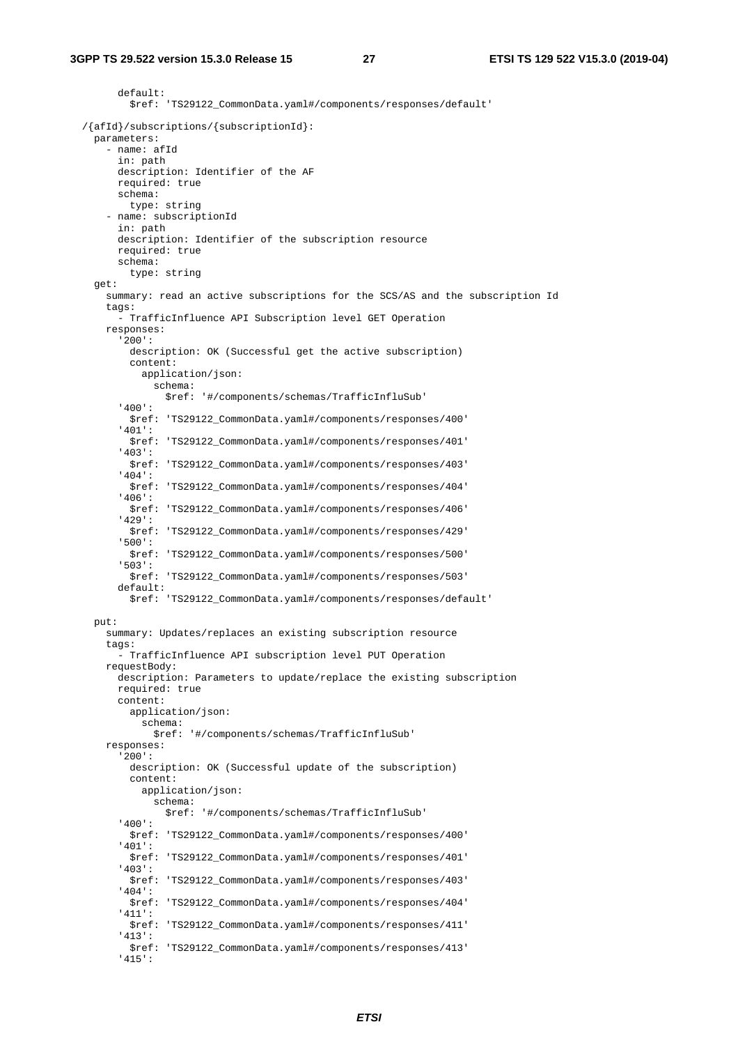```
      default:
        $ref: 'TS29122_CommonData.yaml#/components/responses/default'

  /{afId}/subscriptions/{subscriptionId}:
    parameters:
      - name: afId
        in: path
        description: Identifier of the AF
        required: true
        schema:
          type: string
      - name: subscriptionId
        in: path
        description: Identifier of the subscription resource
        required: true
        schema:
          type: string
    get:
      summary: read an active subscriptions for the SCS/AS and the subscription Id
      tags:
        - TrafficInfluence API Subscription level GET Operation
      responses:
        '200':
          description: OK (Successful get the active subscription)
          content:
            application/json:
              schema:
                $ref: '#/components/schemas/TrafficInfluSub'
        '400':
          $ref: 'TS29122_CommonData.yaml#/components/responses/400'
        '401':
          $ref: 'TS29122_CommonData.yaml#/components/responses/401'
        '403':
          $ref: 'TS29122_CommonData.yaml#/components/responses/403'
        '404':
          $ref: 'TS29122_CommonData.yaml#/components/responses/404'
        '406':
          $ref: 'TS29122_CommonData.yaml#/components/responses/406'
        '429':
          $ref: 'TS29122_CommonData.yaml#/components/responses/429'
        '500':
          $ref: 'TS29122_CommonData.yaml#/components/responses/500'
        '503':
          $ref: 'TS29122_CommonData.yaml#/components/responses/503'
        default:
          $ref: 'TS29122_CommonData.yaml#/components/responses/default'

    put:
      summary: Updates/replaces an existing subscription resource
      tags:
        - TrafficInfluence API subscription level PUT Operation
      requestBody:
        description: Parameters to update/replace the existing subscription
        required: true
        content:
          application/json:
            schema:
              $ref: '#/components/schemas/TrafficInfluSub'
      responses:
        '200':
          description: OK (Successful update of the subscription)
          content:
            application/json:
              schema:
                $ref: '#/components/schemas/TrafficInfluSub'
        '400':
          $ref: 'TS29122_CommonData.yaml#/components/responses/400'
        '401':
          $ref: 'TS29122_CommonData.yaml#/components/responses/401'
        '403':
          $ref: 'TS29122_CommonData.yaml#/components/responses/403'
        '404':
          $ref: 'TS29122_CommonData.yaml#/components/responses/404'
        '411':
          $ref: 'TS29122_CommonData.yaml#/components/responses/411'
        '413':
          $ref: 'TS29122_CommonData.yaml#/components/responses/413'
        '415':
```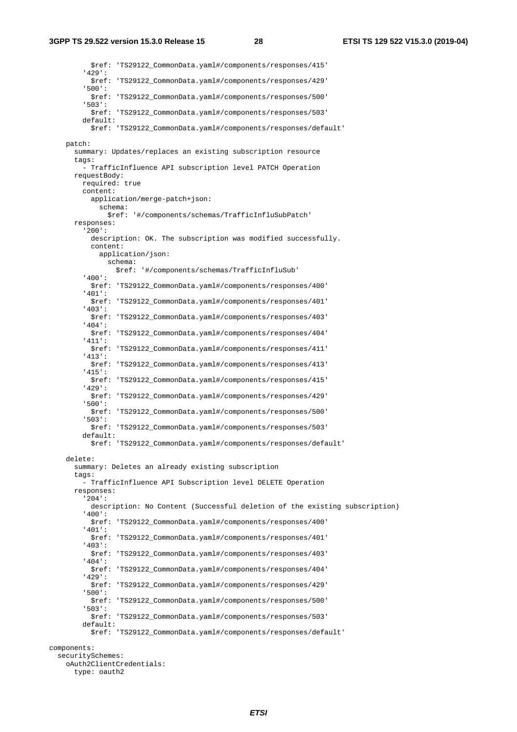```yaml
          $ref: 'TS29122_CommonData.yaml#/components/responses/415'
        '429':
          $ref: 'TS29122_CommonData.yaml#/components/responses/429'
        '500':
          $ref: 'TS29122_CommonData.yaml#/components/responses/500'
        '503':
          $ref: 'TS29122_CommonData.yaml#/components/responses/503'
        default:
          $ref: 'TS29122_CommonData.yaml#/components/responses/default'

    patch:
      summary: Updates/replaces an existing subscription resource
      tags:
        - TrafficInfluence API subscription level PATCH Operation
      requestBody:
        required: true
        content:
          application/merge-patch+json:
            schema:
              $ref: '#/components/schemas/TrafficInfluSubPatch'
      responses:
        '200':
          description: OK. The subscription was modified successfully.
          content:
            application/json:
              schema:
                $ref: '#/components/schemas/TrafficInfluSub'
        '400':
          $ref: 'TS29122_CommonData.yaml#/components/responses/400'
        '401':
          $ref: 'TS29122_CommonData.yaml#/components/responses/401'
        '403':
          $ref: 'TS29122_CommonData.yaml#/components/responses/403'
        '404':
          $ref: 'TS29122_CommonData.yaml#/components/responses/404'
        '411':
          $ref: 'TS29122_CommonData.yaml#/components/responses/411'
        '413':
          $ref: 'TS29122_CommonData.yaml#/components/responses/413'
        '415':
          $ref: 'TS29122_CommonData.yaml#/components/responses/415'
        '429':
          $ref: 'TS29122_CommonData.yaml#/components/responses/429'
        '500':
          $ref: 'TS29122_CommonData.yaml#/components/responses/500'
        '503':
          $ref: 'TS29122_CommonData.yaml#/components/responses/503'
        default:
          $ref: 'TS29122_CommonData.yaml#/components/responses/default'

    delete:
      summary: Deletes an already existing subscription
      tags:
        - TrafficInfluence API Subscription level DELETE Operation
      responses:
        '204':
          description: No Content (Successful deletion of the existing subscription)
        '400':
          $ref: 'TS29122_CommonData.yaml#/components/responses/400'
        '401':
          $ref: 'TS29122_CommonData.yaml#/components/responses/401'
        '403':
          $ref: 'TS29122_CommonData.yaml#/components/responses/403'
        '404':
          $ref: 'TS29122_CommonData.yaml#/components/responses/404'
        '429':
          $ref: 'TS29122_CommonData.yaml#/components/responses/429'
        '500':
          $ref: 'TS29122_CommonData.yaml#/components/responses/500'
        '503':
          $ref: 'TS29122_CommonData.yaml#/components/responses/503'
        default:
          $ref: 'TS29122_CommonData.yaml#/components/responses/default'

components:
  securitySchemes:
    oAuth2ClientCredentials:
      type: oauth2
```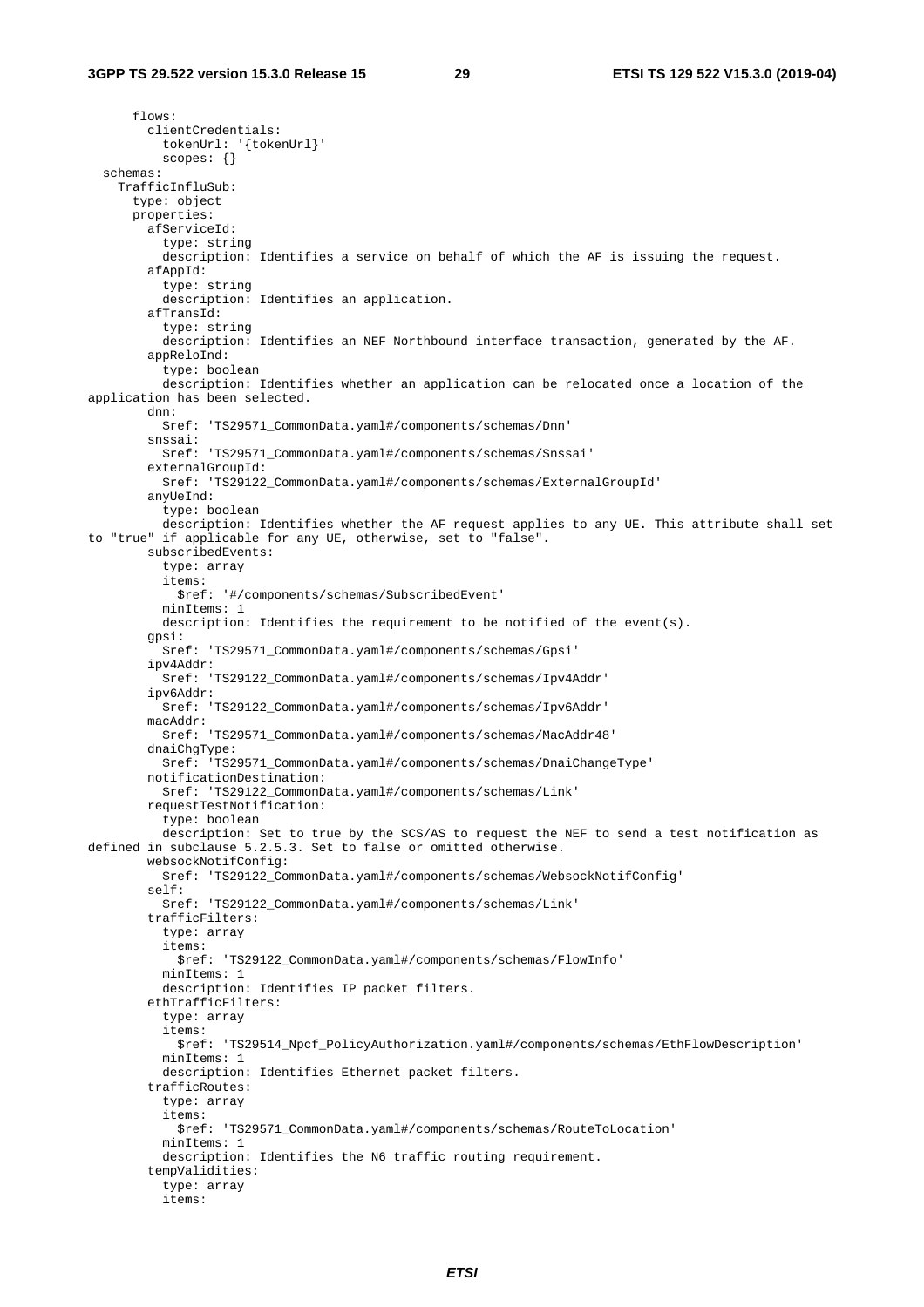```
      flows:
        clientCredentials:
          tokenUrl: '{tokenUrl}'
          scopes: {}
  schemas:
    TrafficInfluSub:
      type: object
      properties:
        afServiceId:
          type: string
          description: Identifies a service on behalf of which the AF is issuing the request.
        afAppId:
          type: string
          description: Identifies an application.
        afTransId:
          type: string
          description: Identifies an NEF Northbound interface transaction, generated by the AF.
        appReloInd:
          type: boolean
          description: Identifies whether an application can be relocated once a location of the 
application has been selected.
        dnn:
          $ref: 'TS29571_CommonData.yaml#/components/schemas/Dnn'
        snssai:
          $ref: 'TS29571_CommonData.yaml#/components/schemas/Snssai'
        externalGroupId:
          $ref: 'TS29122_CommonData.yaml#/components/schemas/ExternalGroupId'
        anyUeInd:
          type: boolean
          description: Identifies whether the AF request applies to any UE. This attribute shall set 
to "true" if applicable for any UE, otherwise, set to "false".
        subscribedEvents:
          type: array
          items:
            $ref: '#/components/schemas/SubscribedEvent'
          minItems: 1
          description: Identifies the requirement to be notified of the event(s).
        gpsi:
          $ref: 'TS29571_CommonData.yaml#/components/schemas/Gpsi'
        ipv4Addr:
          $ref: 'TS29122_CommonData.yaml#/components/schemas/Ipv4Addr'
        ipv6Addr:
          $ref: 'TS29122_CommonData.yaml#/components/schemas/Ipv6Addr'
        macAddr:
          $ref: 'TS29571_CommonData.yaml#/components/schemas/MacAddr48'
        dnaiChgType:
          $ref: 'TS29571_CommonData.yaml#/components/schemas/DnaiChangeType'
        notificationDestination:
          $ref: 'TS29122_CommonData.yaml#/components/schemas/Link'
        requestTestNotification:
          type: boolean
          description: Set to true by the SCS/AS to request the NEF to send a test notification as 
defined in subclause 5.2.5.3. Set to false or omitted otherwise.
        websockNotifConfig:
          $ref: 'TS29122_CommonData.yaml#/components/schemas/WebsockNotifConfig'
        self:
          $ref: 'TS29122_CommonData.yaml#/components/schemas/Link'
        trafficFilters:
          type: array
          items:
            $ref: 'TS29122_CommonData.yaml#/components/schemas/FlowInfo'
          minItems: 1
          description: Identifies IP packet filters.
        ethTrafficFilters:
          type: array
          items:
            $ref: 'TS29514_Npcf_PolicyAuthorization.yaml#/components/schemas/EthFlowDescription'
          minItems: 1
          description: Identifies Ethernet packet filters.
        trafficRoutes:
          type: array
          items:
            $ref: 'TS29571_CommonData.yaml#/components/schemas/RouteToLocation'
          minItems: 1
          description: Identifies the N6 traffic routing requirement.
        tempValidities:
          type: array
          items:
```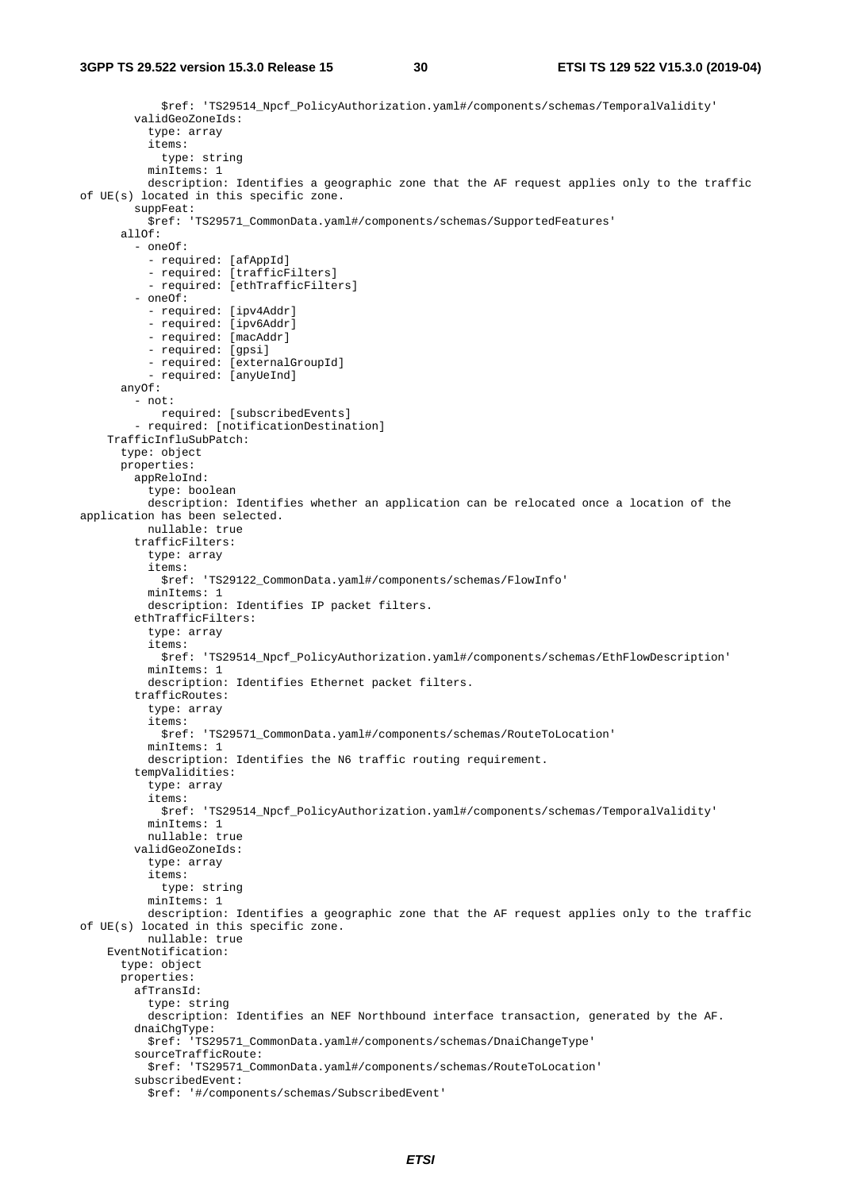```
            $ref: 'TS29514_Npcf_PolicyAuthorization.yaml#/components/schemas/TemporalValidity'
        validGeoZoneIds:
          type: array
          items:
            type: string
          minItems: 1
          description: Identifies a geographic zone that the AF request applies only to the traffic of UE(s) located in this specific zone.
        suppFeat:
          $ref: 'TS29571_CommonData.yaml#/components/schemas/SupportedFeatures'
      allOf:
        - oneOf:
          - required: [afAppId]
          - required: [trafficFilters]
          - required: [ethTrafficFilters]
        - oneOf:
          - required: [ipv4Addr]
          - required: [ipv6Addr]
          - required: [macAddr]
          - required: [gpsi]
          - required: [externalGroupId]
          - required: [anyUeInd]
      anyOf:
        - not:
            required: [subscribedEvents]
        - required: [notificationDestination]
    TrafficInfluSubPatch:
      type: object
      properties:
        appReloInd:
          type: boolean
          description: Identifies whether an application can be relocated once a location of the application has been selected.
          nullable: true
        trafficFilters:
          type: array
          items:
            $ref: 'TS29122_CommonData.yaml#/components/schemas/FlowInfo'
          minItems: 1
          description: Identifies IP packet filters.
        ethTrafficFilters:
          type: array
          items:
            $ref: 'TS29514_Npcf_PolicyAuthorization.yaml#/components/schemas/EthFlowDescription'
          minItems: 1
          description: Identifies Ethernet packet filters.
        trafficRoutes:
          type: array
          items:
            $ref: 'TS29571_CommonData.yaml#/components/schemas/RouteToLocation'
          minItems: 1
          description: Identifies the N6 traffic routing requirement.
        tempValidities:
          type: array
          items:
            $ref: 'TS29514_Npcf_PolicyAuthorization.yaml#/components/schemas/TemporalValidity'
          minItems: 1
          nullable: true
        validGeoZoneIds:
          type: array
          items:
            type: string
          minItems: 1
          description: Identifies a geographic zone that the AF request applies only to the traffic of UE(s) located in this specific zone.
          nullable: true
    EventNotification:
      type: object
      properties:
        afTransId:
          type: string
          description: Identifies an NEF Northbound interface transaction, generated by the AF.
        dnaiChgType:
          $ref: 'TS29571_CommonData.yaml#/components/schemas/DnaiChangeType'
        sourceTrafficRoute:
          $ref: 'TS29571_CommonData.yaml#/components/schemas/RouteToLocation'
        subscribedEvent:
          $ref: '#/components/schemas/SubscribedEvent'
```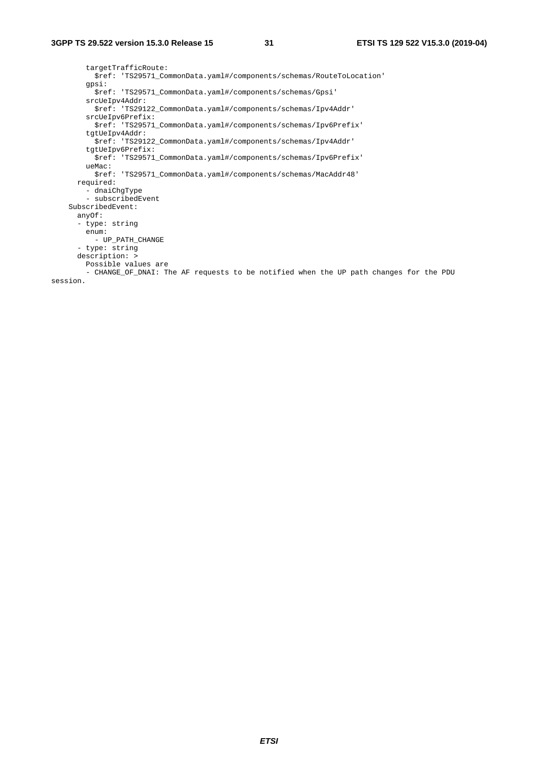```
        targetTrafficRoute:
          $ref: 'TS29571_CommonData.yaml#/components/schemas/RouteToLocation'
        gpsi:
          $ref: 'TS29571_CommonData.yaml#/components/schemas/Gpsi'
        srcUeIpv4Addr:
          $ref: 'TS29122_CommonData.yaml#/components/schemas/Ipv4Addr'
        srcUeIpv6Prefix:
          $ref: 'TS29571_CommonData.yaml#/components/schemas/Ipv6Prefix'
        tgtUeIpv4Addr:
          $ref: 'TS29122_CommonData.yaml#/components/schemas/Ipv4Addr'
        tgtUeIpv6Prefix:
          $ref: 'TS29571_CommonData.yaml#/components/schemas/Ipv6Prefix'
        ueMac:
          $ref: 'TS29571_CommonData.yaml#/components/schemas/MacAddr48'
      required:
        - dnaiChgType
        - subscribedEvent
    SubscribedEvent:
      anyOf:
      - type: string
        enum:
          - UP_PATH_CHANGE
      - type: string
      description: >
        Possible values are
        - CHANGE_OF_DNAI: The AF requests to be notified when the UP path changes for the PDU
session.
```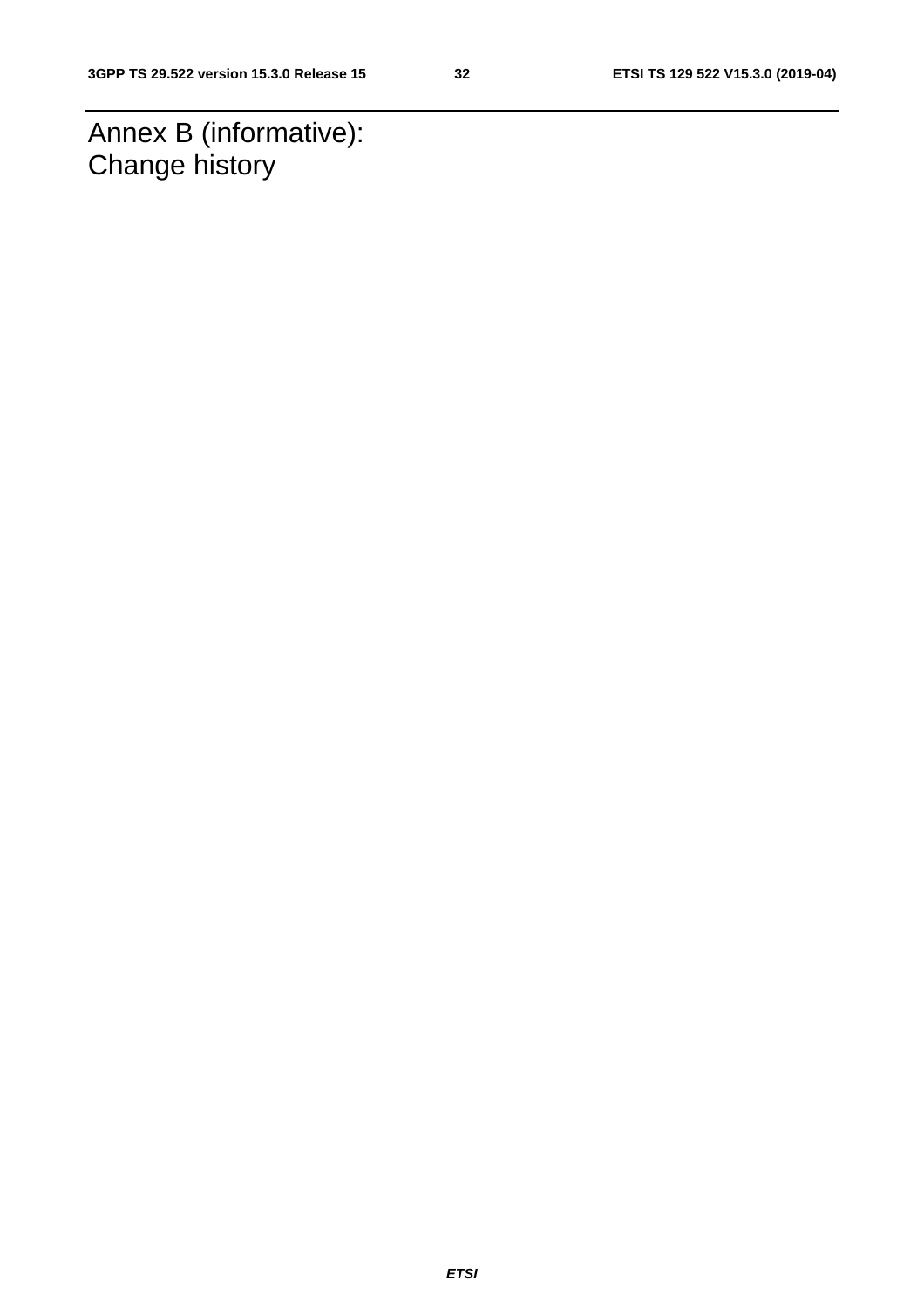# Annex B (informative): Change history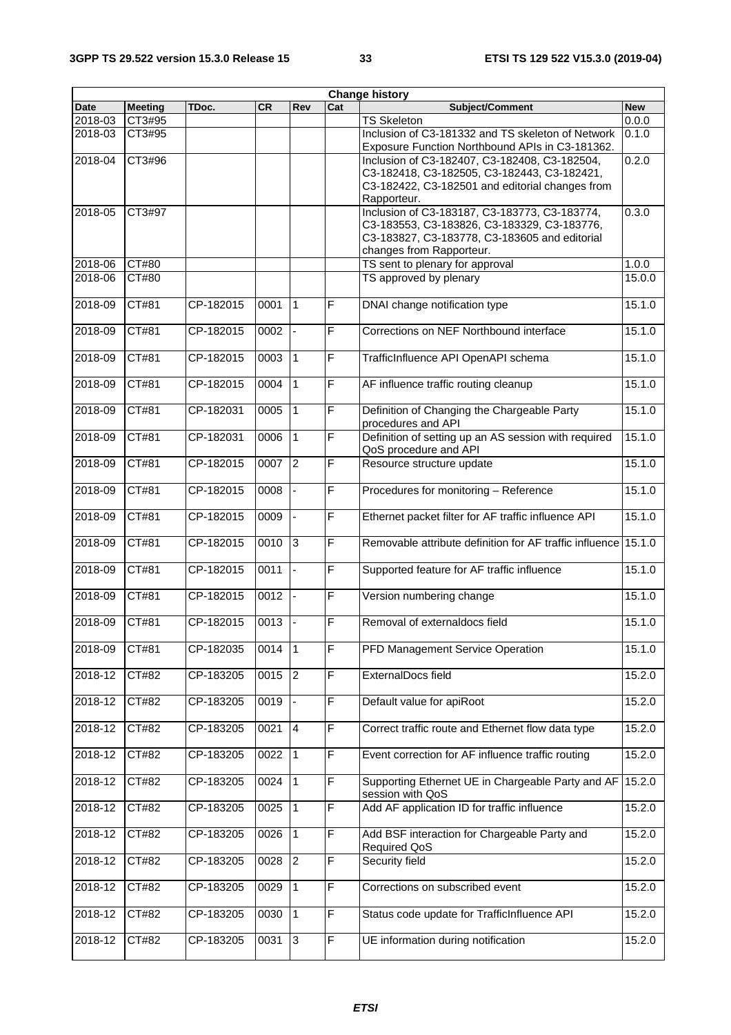| Change history | | | | | | | |
|---|---|---|---|---|---|---|---|
| **Date** | **Meeting** | **TDoc.** | **CR** | **Rev** | **Cat** | **Subject/Comment** | **New** |
| 2018-03 | CT3#95 | | | | | TS Skeleton | 0.0.0 |
| 2018-03 | CT3#95 | | | | | Inclusion of C3-181332 and TS skeleton of Network Exposure Function Northbound APIs in C3-181362. | 0.1.0 |
| 2018-04 | CT3#96 | | | | | Inclusion of C3-182407, C3-182408, C3-182504, C3-182418, C3-182505, C3-182443, C3-182421, C3-182422, C3-182501 and editorial changes from Rapporteur. | 0.2.0 |
| 2018-05 | CT3#97 | | | | | Inclusion of C3-183187, C3-183773, C3-183774, C3-183553, C3-183826, C3-183329, C3-183776, C3-183827, C3-183778, C3-183605 and editorial changes from Rapporteur. | 0.3.0 |
| 2018-06 | CT#80 | | | | | TS sent to plenary for approval | 1.0.0 |
| 2018-06 | CT#80 | | | | | TS approved by plenary | 15.0.0 |
| 2018-09 | CT#81 | CP-182015 | 0001 | 1 | F | DNAI change notification type | 15.1.0 |
| 2018-09 | CT#81 | CP-182015 | 0002 | - | F | Corrections on NEF Northbound interface | 15.1.0 |
| 2018-09 | CT#81 | CP-182015 | 0003 | 1 | F | TrafficInfluence API OpenAPI schema | 15.1.0 |
| 2018-09 | CT#81 | CP-182015 | 0004 | 1 | F | AF influence traffic routing cleanup | 15.1.0 |
| 2018-09 | CT#81 | CP-182031 | 0005 | 1 | F | Definition of Changing the Chargeable Party procedures and API | 15.1.0 |
| 2018-09 | CT#81 | CP-182031 | 0006 | 1 | F | Definition of setting up an AS session with required QoS procedure and API | 15.1.0 |
| 2018-09 | CT#81 | CP-182015 | 0007 | 2 | F | Resource structure update | 15.1.0 |
| 2018-09 | CT#81 | CP-182015 | 0008 | - | F | Procedures for monitoring – Reference | 15.1.0 |
| 2018-09 | CT#81 | CP-182015 | 0009 | - | F | Ethernet packet filter for AF traffic influence API | 15.1.0 |
| 2018-09 | CT#81 | CP-182015 | 0010 | 3 | F | Removable attribute definition for AF traffic influence | 15.1.0 |
| 2018-09 | CT#81 | CP-182015 | 0011 | - | F | Supported feature for AF traffic influence | 15.1.0 |
| 2018-09 | CT#81 | CP-182015 | 0012 | - | F | Version numbering change | 15.1.0 |
| 2018-09 | CT#81 | CP-182015 | 0013 | - | F | Removal of externaldocs field | 15.1.0 |
| 2018-09 | CT#81 | CP-182035 | 0014 | 1 | F | PFD Management Service Operation | 15.1.0 |
| 2018-12 | CT#82 | CP-183205 | 0015 | 2 | F | ExternalDocs field | 15.2.0 |
| 2018-12 | CT#82 | CP-183205 | 0019 | - | F | Default value for apiRoot | 15.2.0 |
| 2018-12 | CT#82 | CP-183205 | 0021 | 4 | F | Correct traffic route and Ethernet flow data type | 15.2.0 |
| 2018-12 | CT#82 | CP-183205 | 0022 | 1 | F | Event correction for AF influence traffic routing | 15.2.0 |
| 2018-12 | CT#82 | CP-183205 | 0024 | 1 | F | Supporting Ethernet UE in Chargeable Party and AF session with QoS | 15.2.0 |
| 2018-12 | CT#82 | CP-183205 | 0025 | 1 | F | Add AF application ID for traffic influence | 15.2.0 |
| 2018-12 | CT#82 | CP-183205 | 0026 | 1 | F | Add BSF interaction for Chargeable Party and Required QoS | 15.2.0 |
| 2018-12 | CT#82 | CP-183205 | 0028 | 2 | F | Security field | 15.2.0 |
| 2018-12 | CT#82 | CP-183205 | 0029 | 1 | F | Corrections on subscribed event | 15.2.0 |
| 2018-12 | CT#82 | CP-183205 | 0030 | 1 | F | Status code update for TrafficInfluence API | 15.2.0 |
| 2018-12 | CT#82 | CP-183205 | 0031 | 3 | F | UE information during notification | 15.2.0 |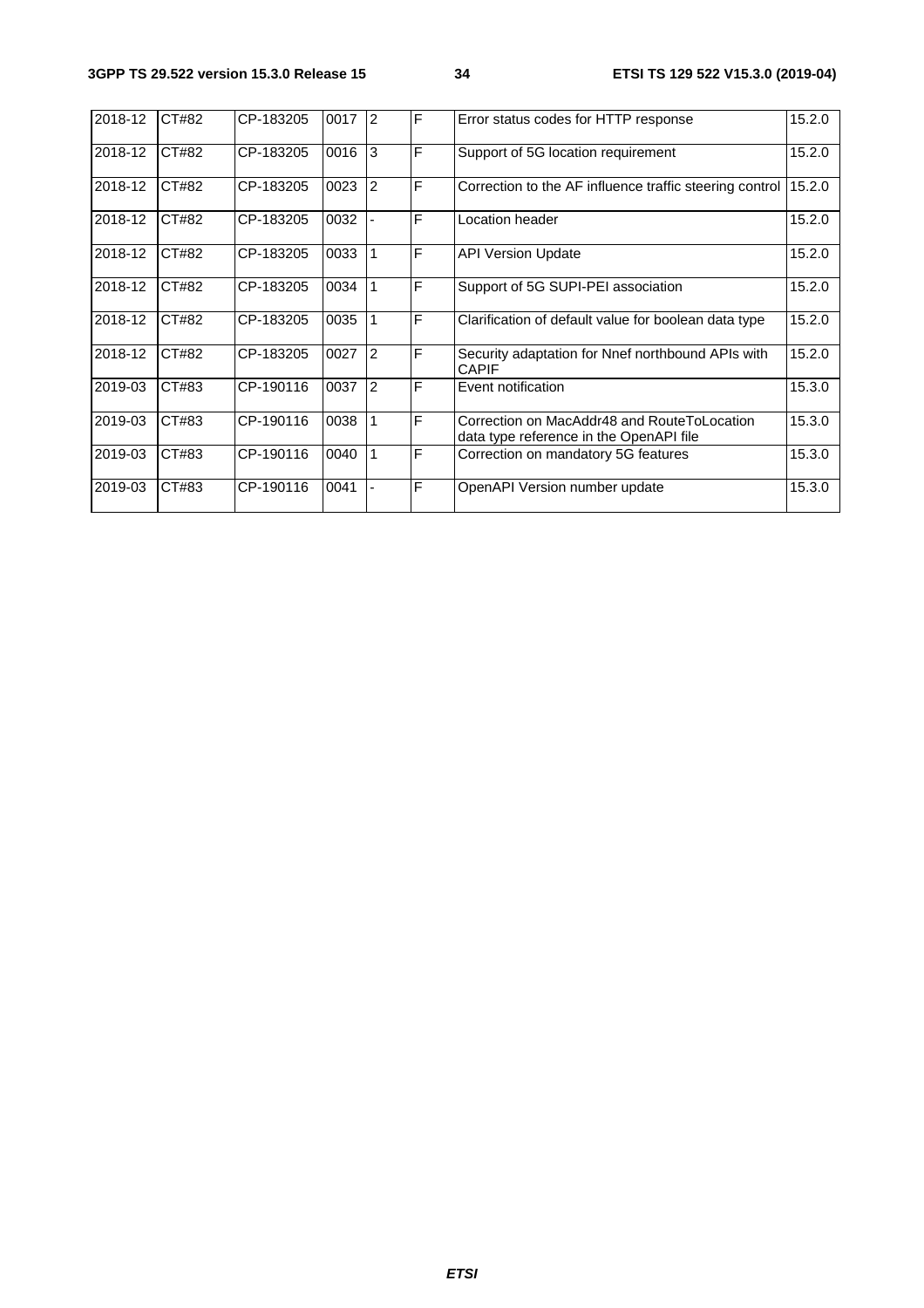| 2018-12 | CT#82 | CP-183205 | 0017 | 2 | F | Error status codes for HTTP response | 15.2.0 |
|---|---|---|---|---|---|---|---|
| 2018-12 | CT#82 | CP-183205 | 0016 | 3 | F | Support of 5G location requirement | 15.2.0 |
| 2018-12 | CT#82 | CP-183205 | 0023 | 2 | F | Correction to the AF influence traffic steering control | 15.2.0 |
| 2018-12 | CT#82 | CP-183205 | 0032 | - | F | Location header | 15.2.0 |
| 2018-12 | CT#82 | CP-183205 | 0033 | 1 | F | API Version Update | 15.2.0 |
| 2018-12 | CT#82 | CP-183205 | 0034 | 1 | F | Support of 5G SUPI-PEI association | 15.2.0 |
| 2018-12 | CT#82 | CP-183205 | 0035 | 1 | F | Clarification of default value for boolean data type | 15.2.0 |
| 2018-12 | CT#82 | CP-183205 | 0027 | 2 | F | Security adaptation for Nnef northbound APIs with CAPIF | 15.2.0 |
| 2019-03 | CT#83 | CP-190116 | 0037 | 2 | F | Event notification | 15.3.0 |
| 2019-03 | CT#83 | CP-190116 | 0038 | 1 | F | Correction on MacAddr48 and RouteToLocation data type reference in the OpenAPI file | 15.3.0 |
| 2019-03 | CT#83 | CP-190116 | 0040 | 1 | F | Correction on mandatory 5G features | 15.3.0 |
| 2019-03 | CT#83 | CP-190116 | 0041 | - | F | OpenAPI Version number update | 15.3.0 |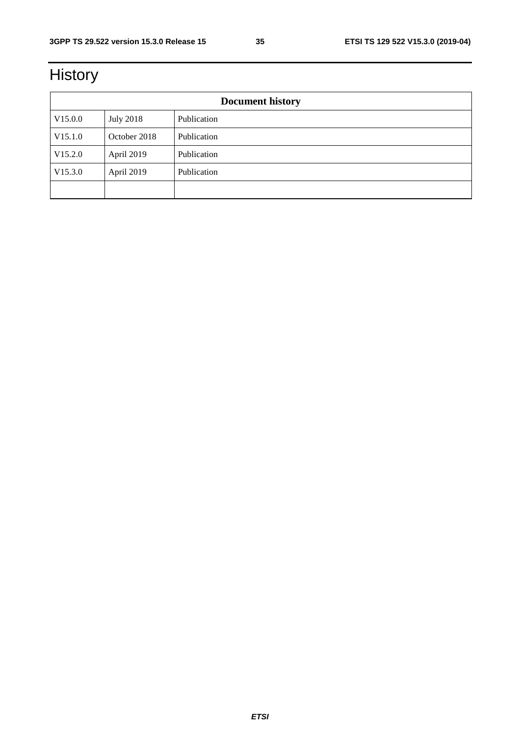# History

| Document history | | |
|---|---|---|
| V15.0.0 | July 2018 | Publication |
| V15.1.0 | October 2018 | Publication |
| V15.2.0 | April 2019 | Publication |
| V15.3.0 | April 2019 | Publication |
| | | |